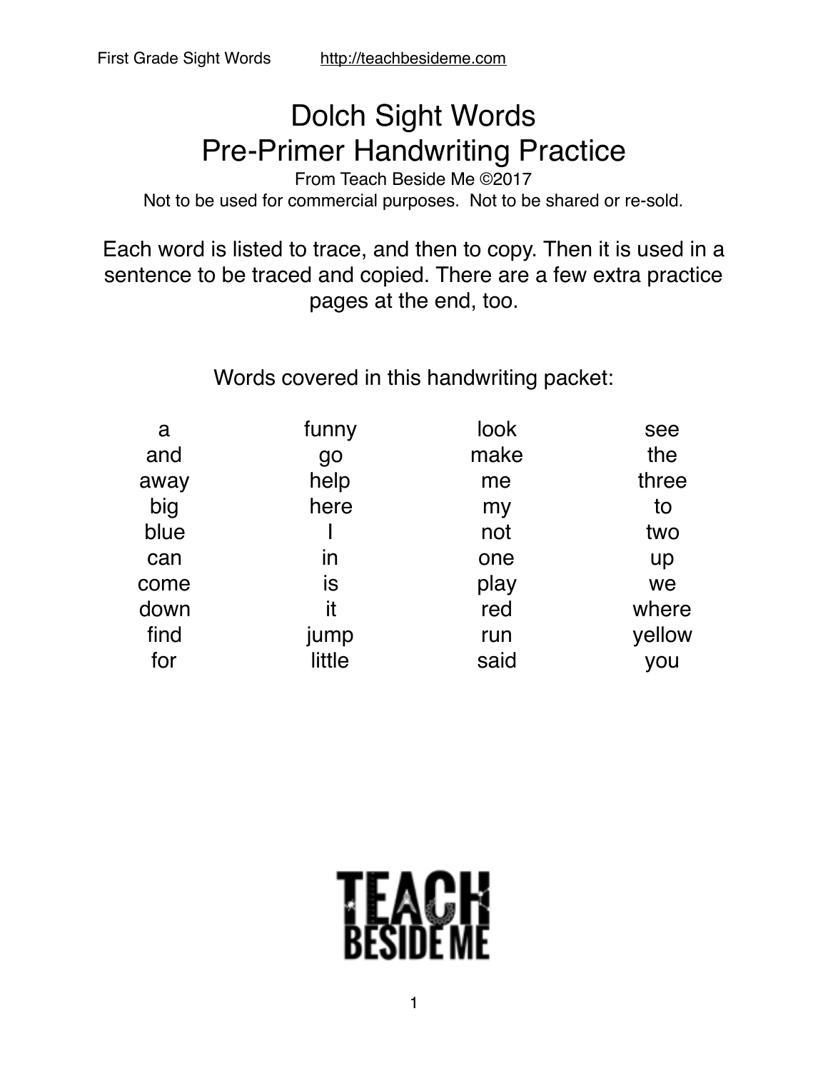# Dolch Sight Words
# Pre-Primer Handwriting Practice

From Teach Beside Me ©2017

Not to be used for commercial purposes. Not to be shared or re-sold.

Each word is listed to trace, and then to copy. Then it is used in a sentence to be traced and copied. There are a few extra practice pages at the end, too.

Words covered in this handwriting packet:

| | | | |
|---|---|---|---|
| a | funny | look | see |
| and | go | make | the |
| away | help | me | three |
| big | here | my | to |
| blue | I | not | two |
| can | in | one | up |
| come | is | play | we |
| down | it | red | where |
| find | jump | run | yellow |
| for | little | said | you |

TEACH BESIDE ME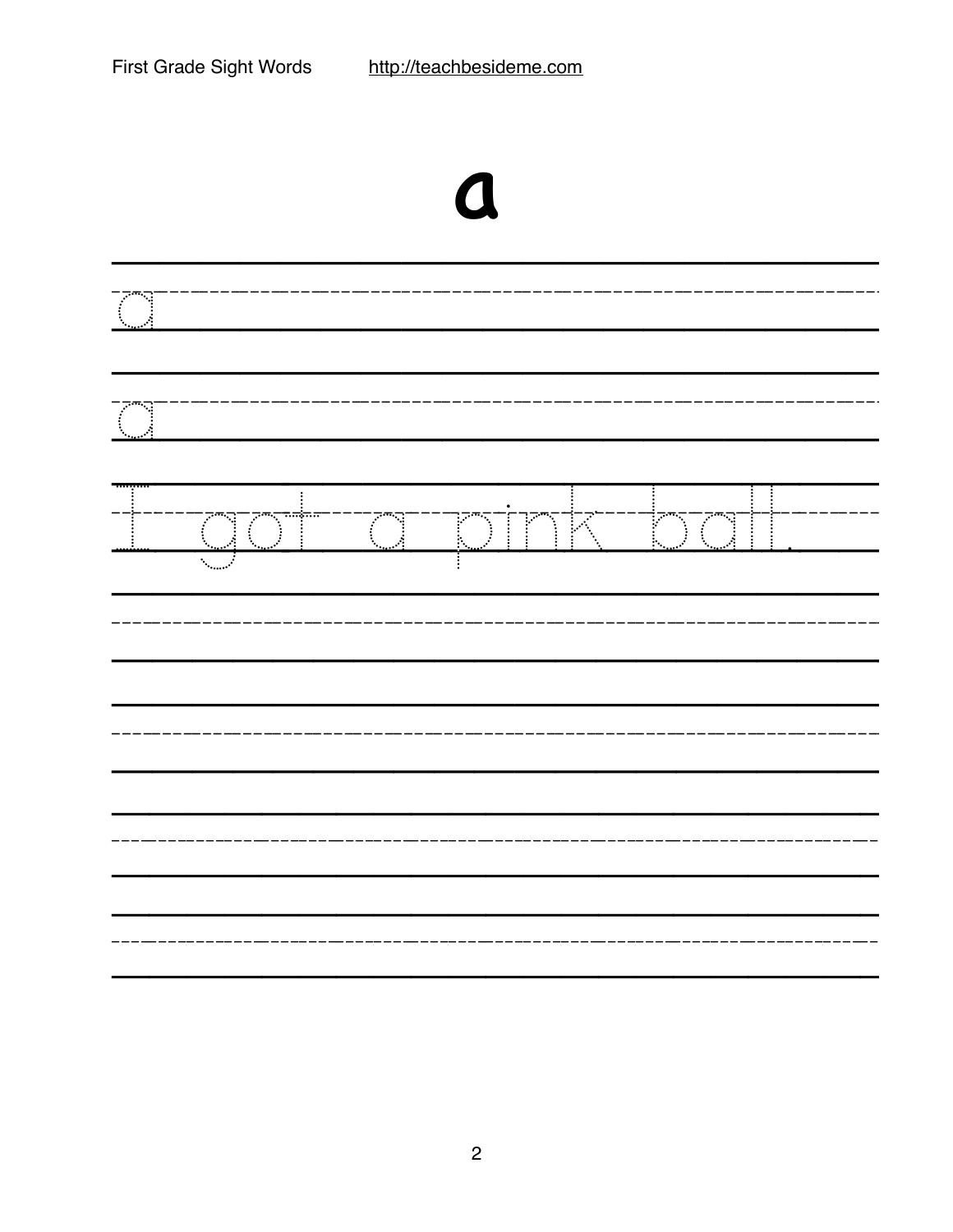# a

a

a

I got a pink ball.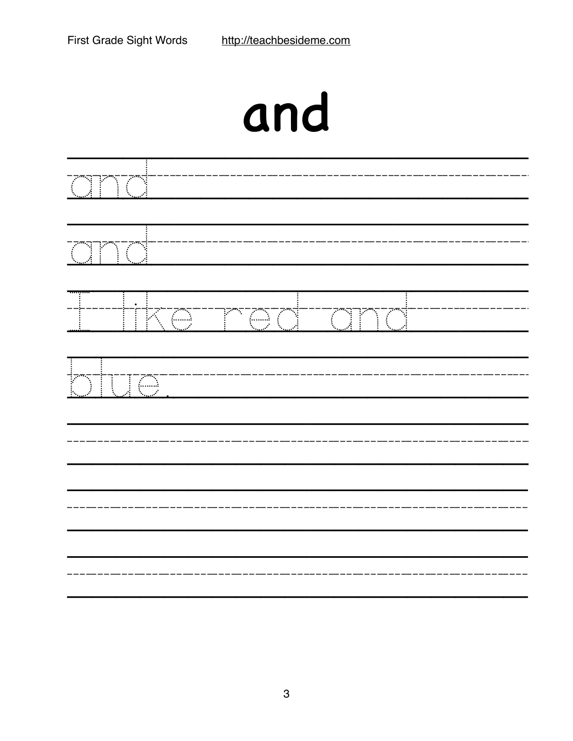# and

and

and

I like red and

blue.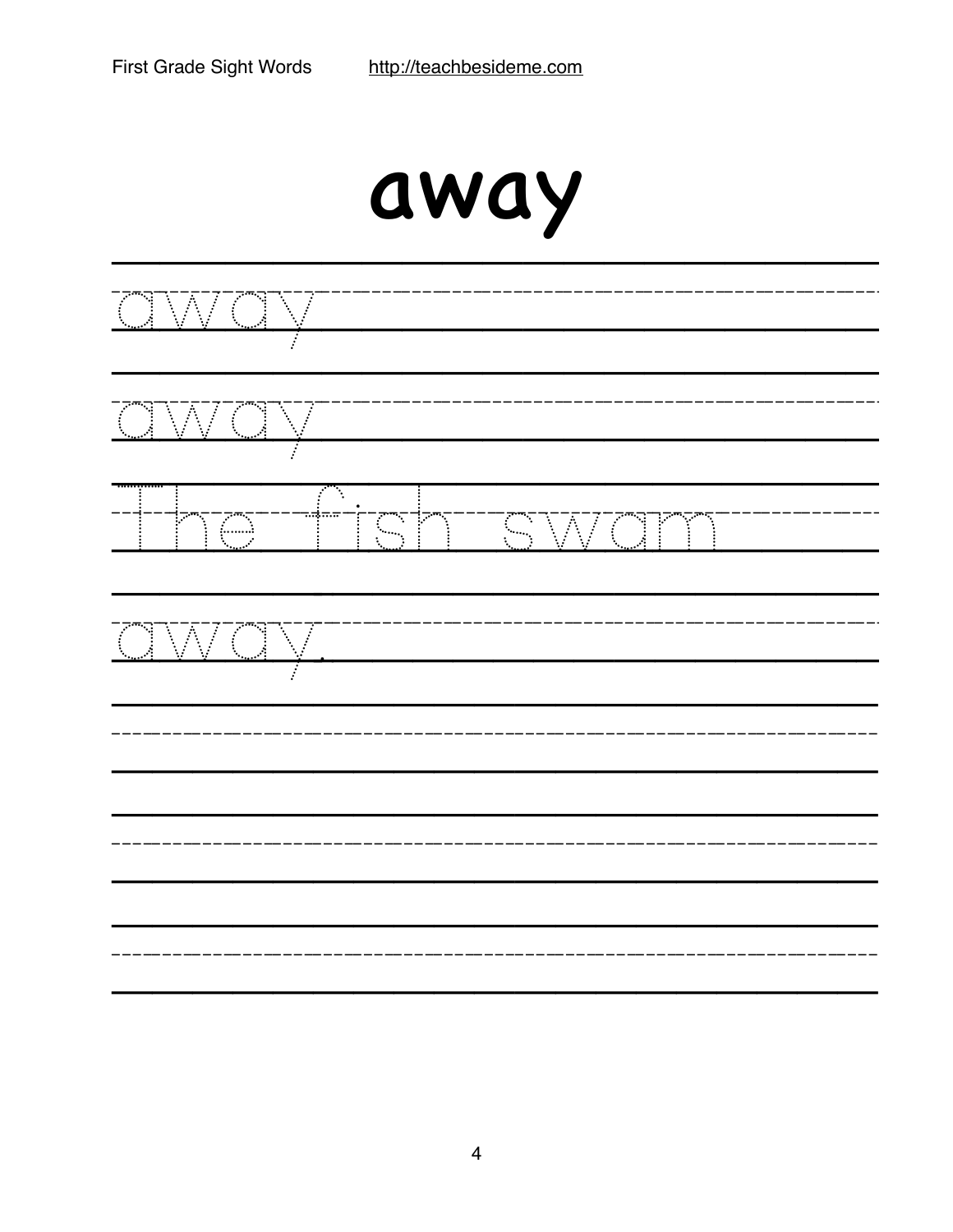# away

away

away

The fish swam

away.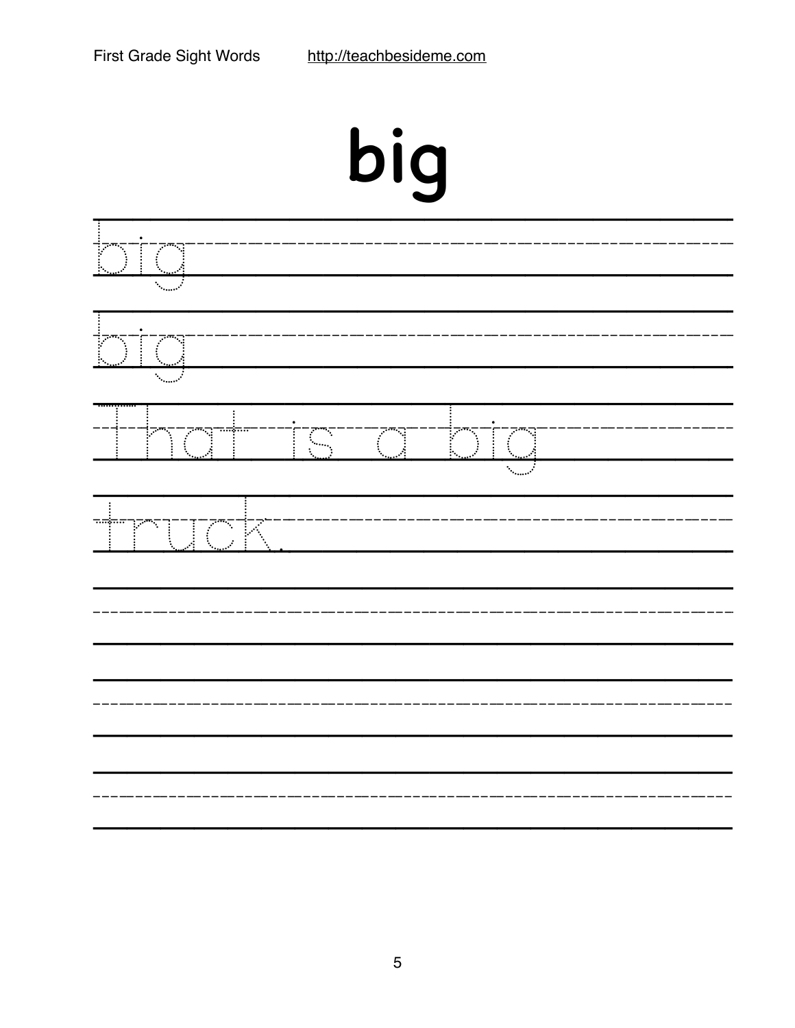# big

big

big

That is a big

truck.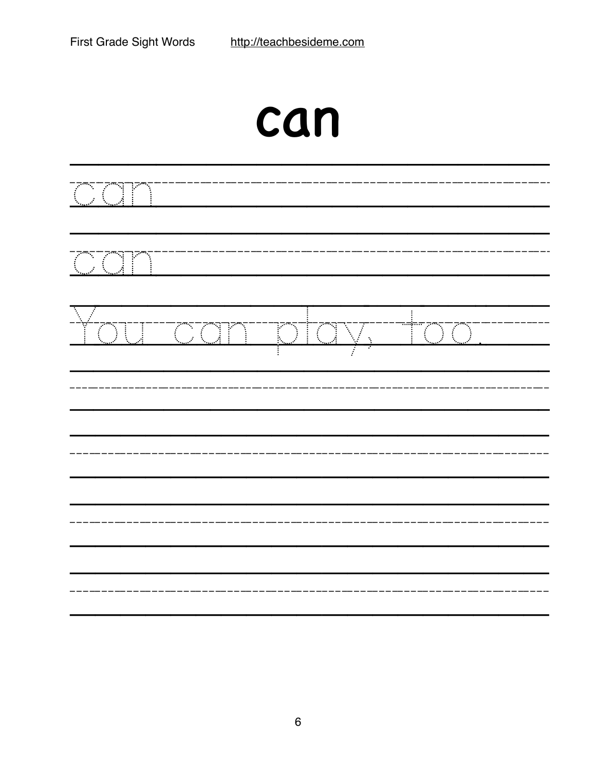# can

can

can

You can play, too.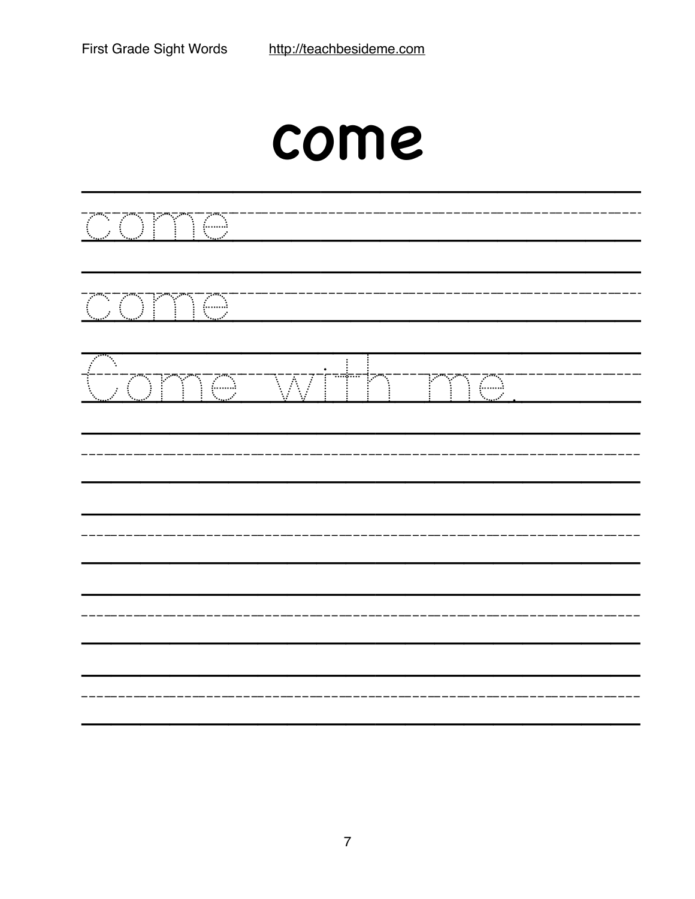# come

come

come

Come with me.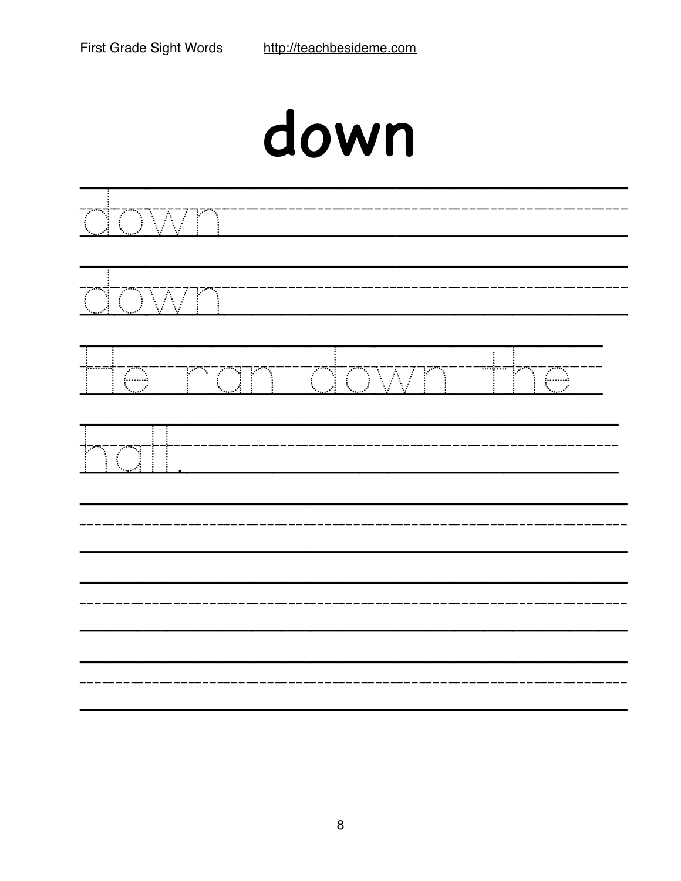# down

down

down

He ran down the

hall.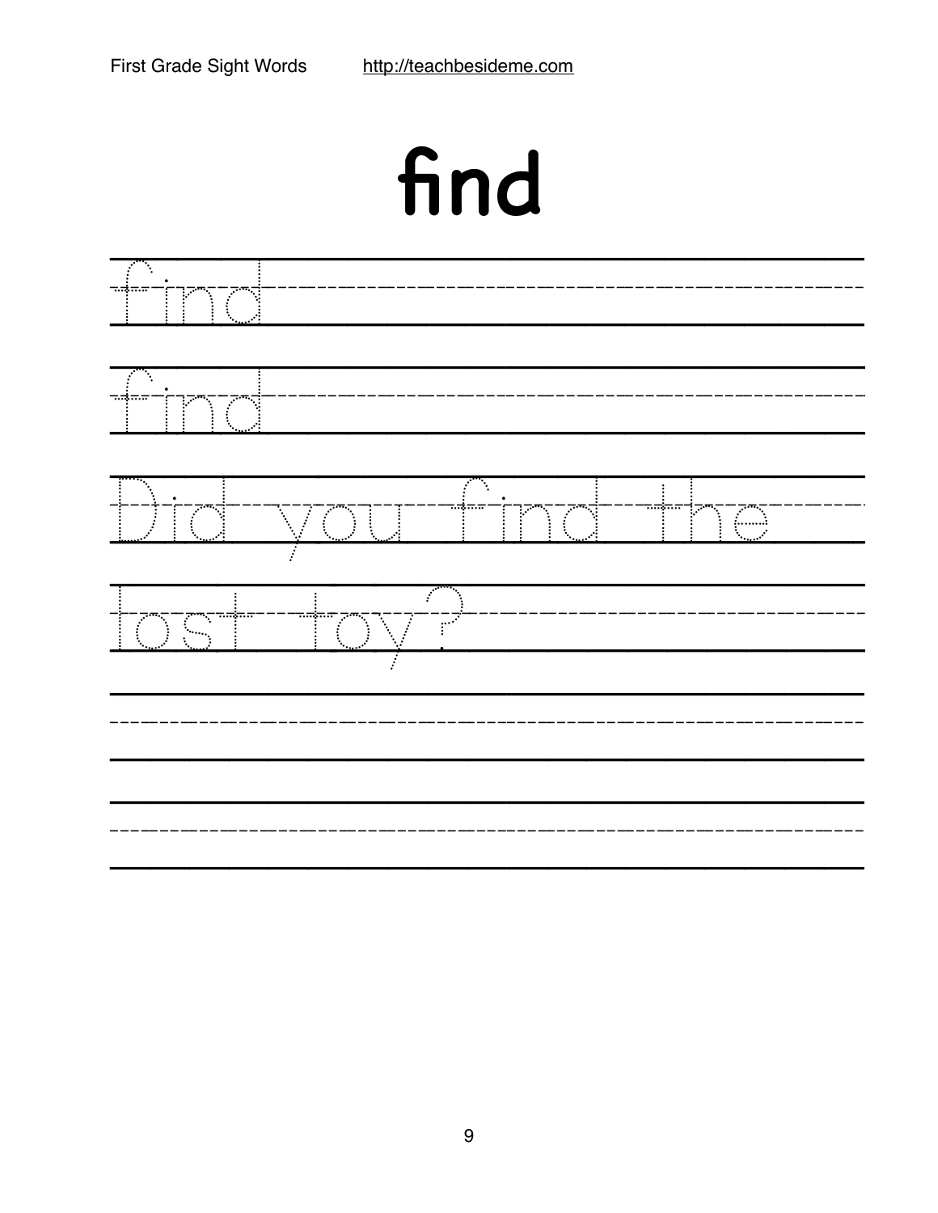# find

find

find

Did you find the

lost toy?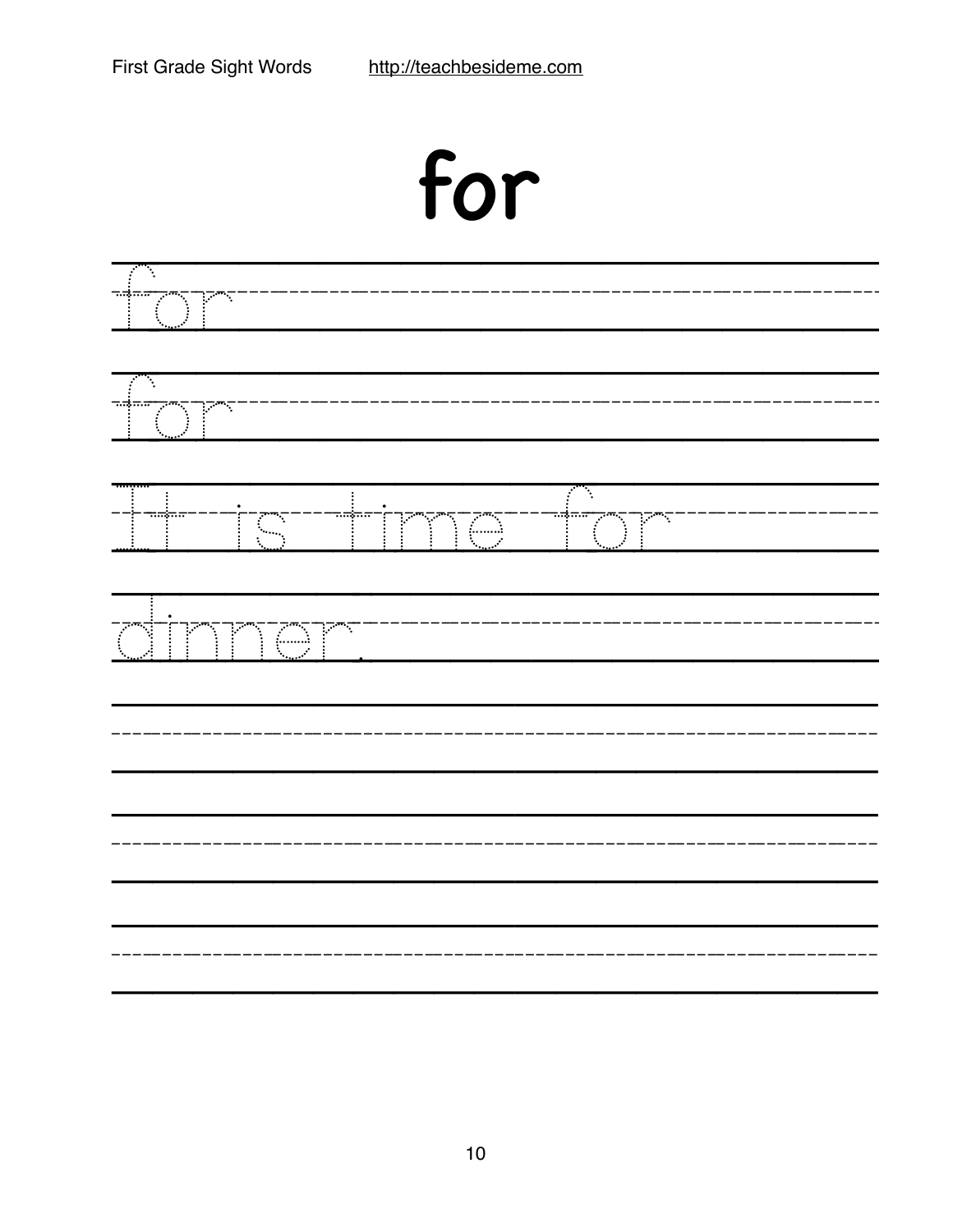# for

for

for

It is time for

dinner.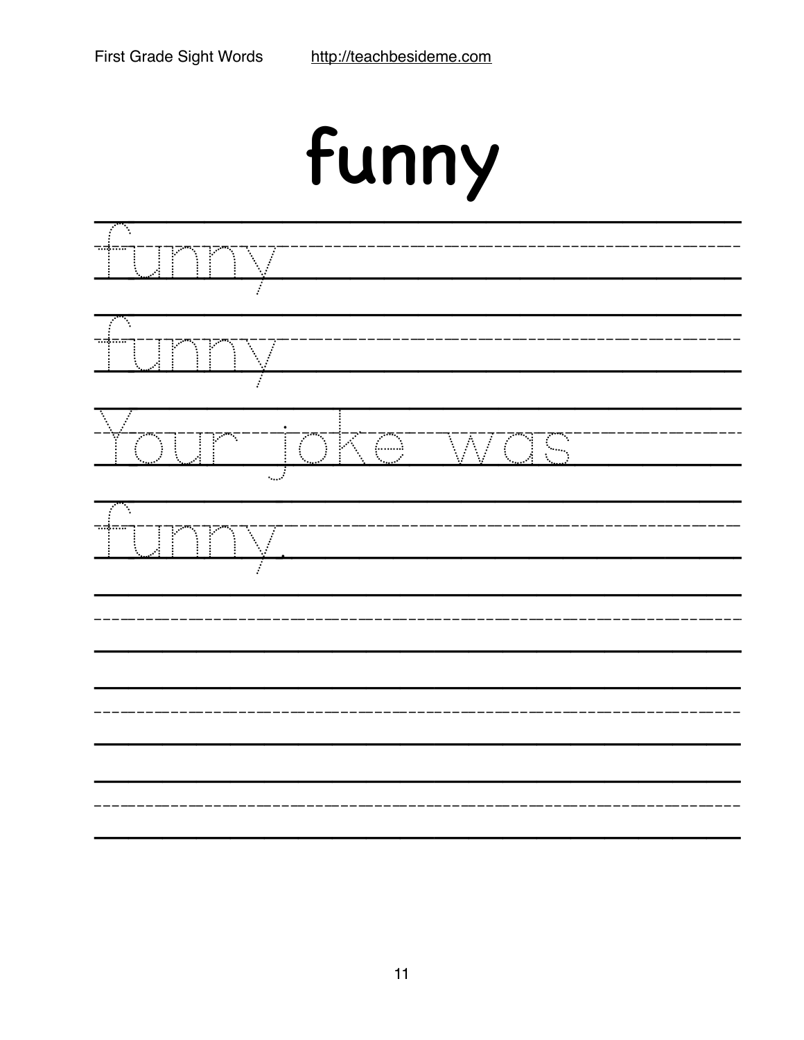# funny

funny

funny

Your joke was

funny.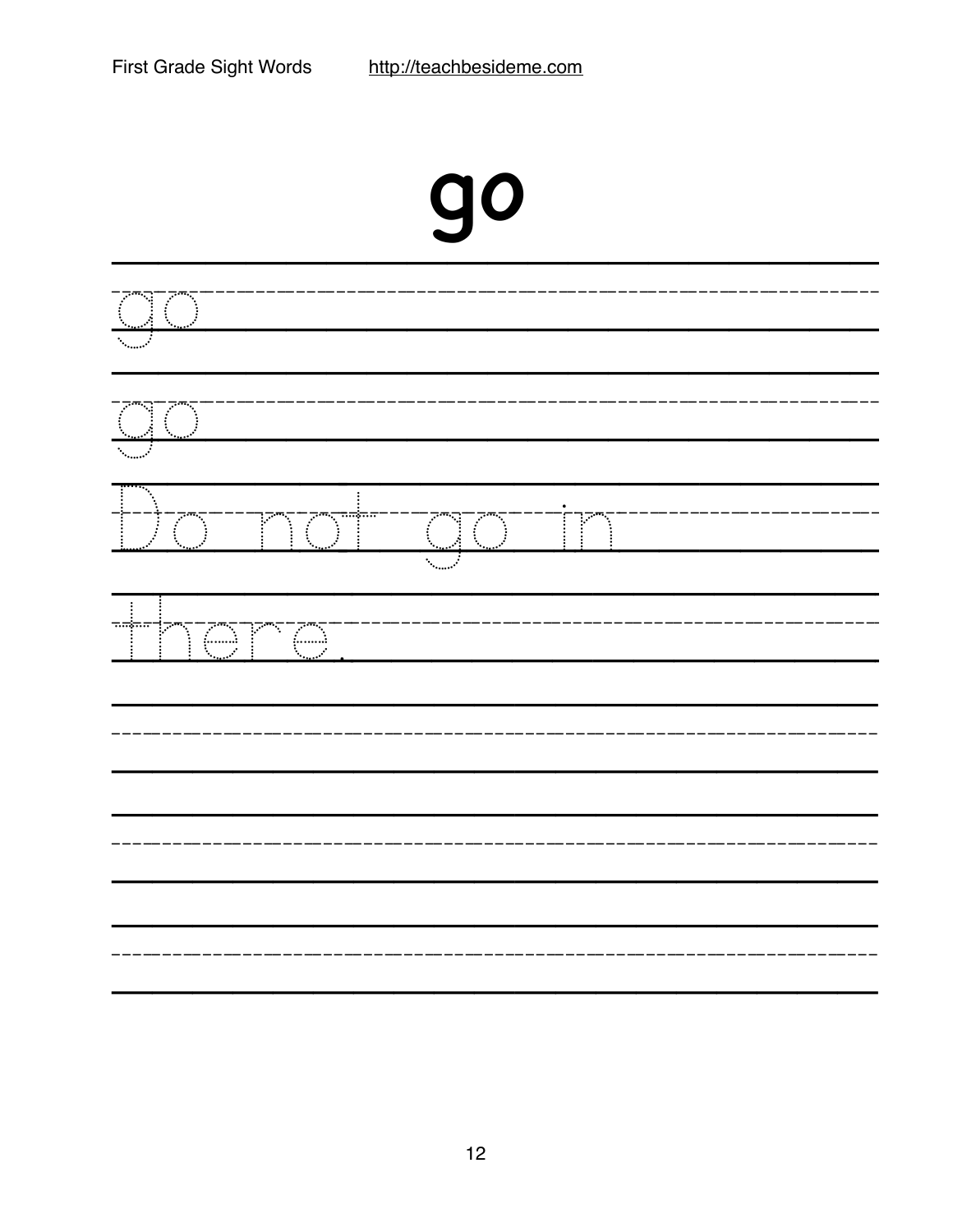# go

go

go

Do not go in

there.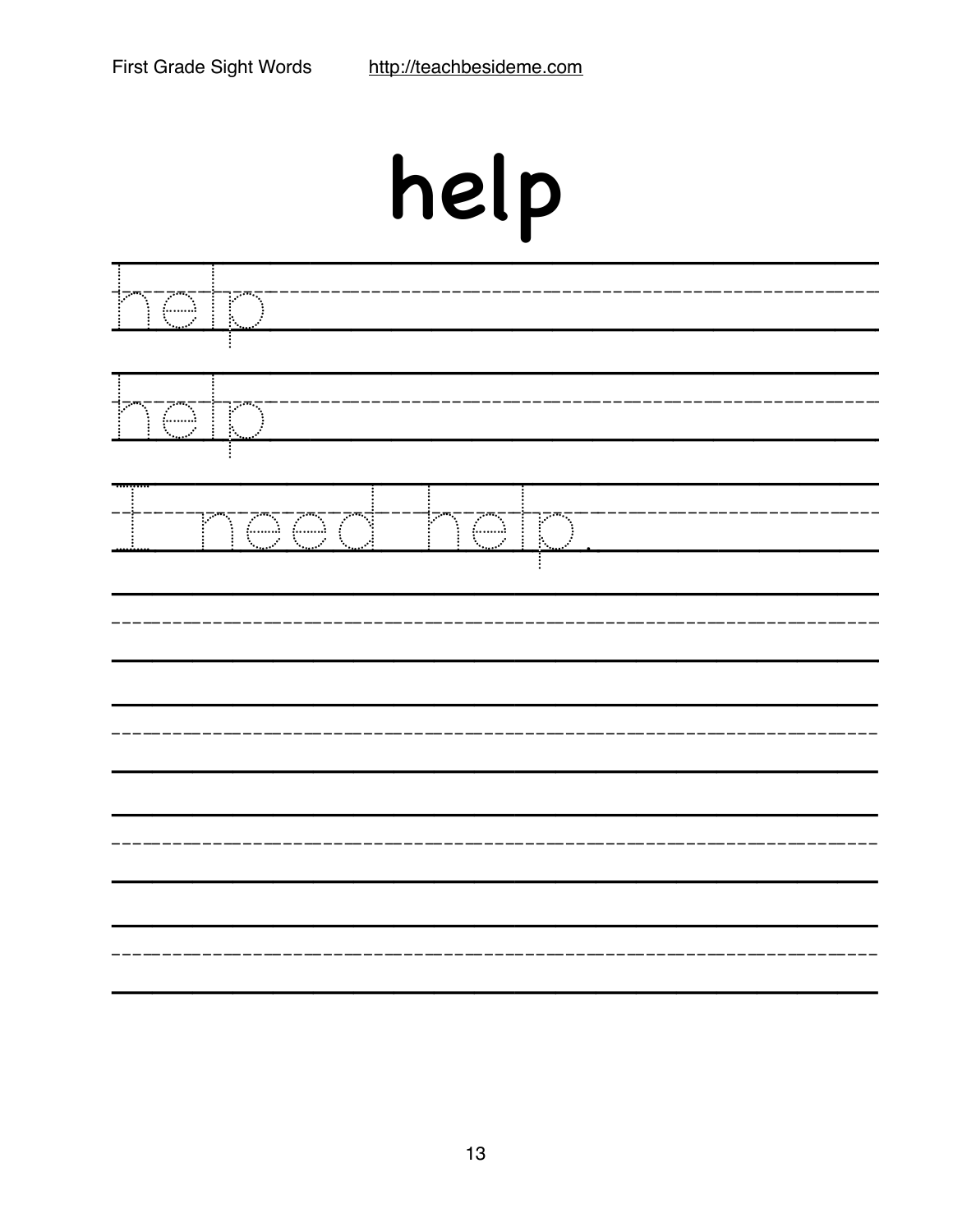# help

help

help

I need help.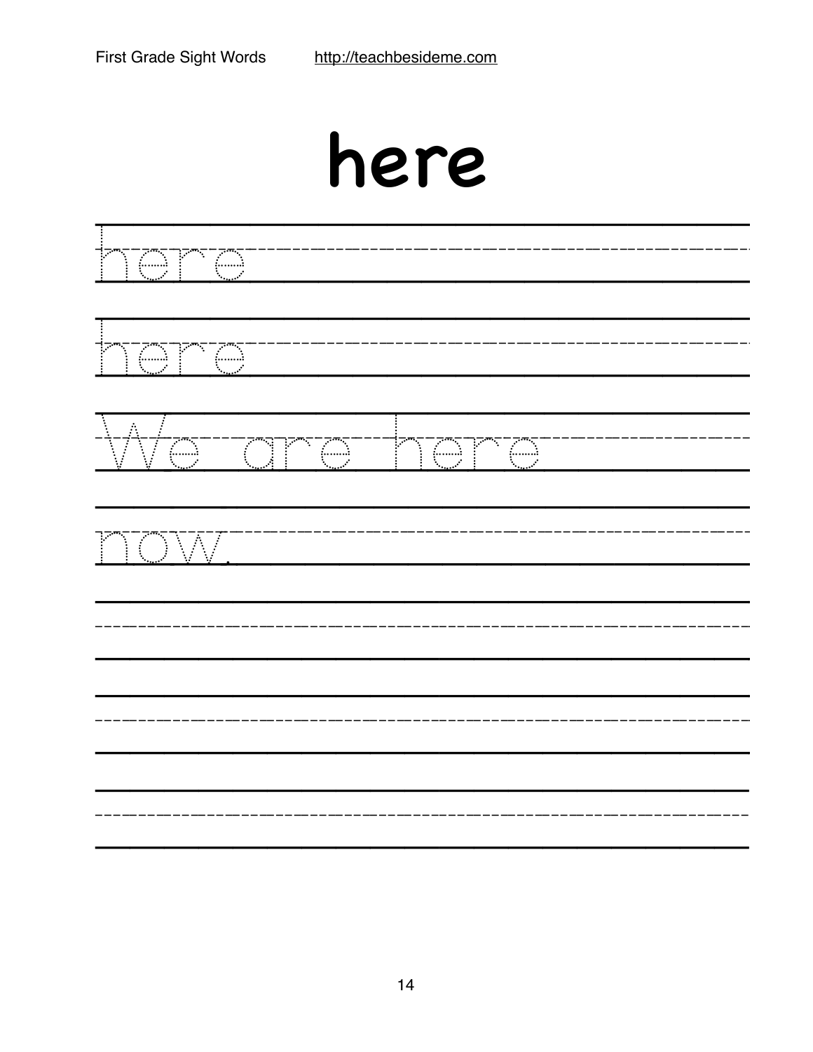# here

here

here

We are here

now.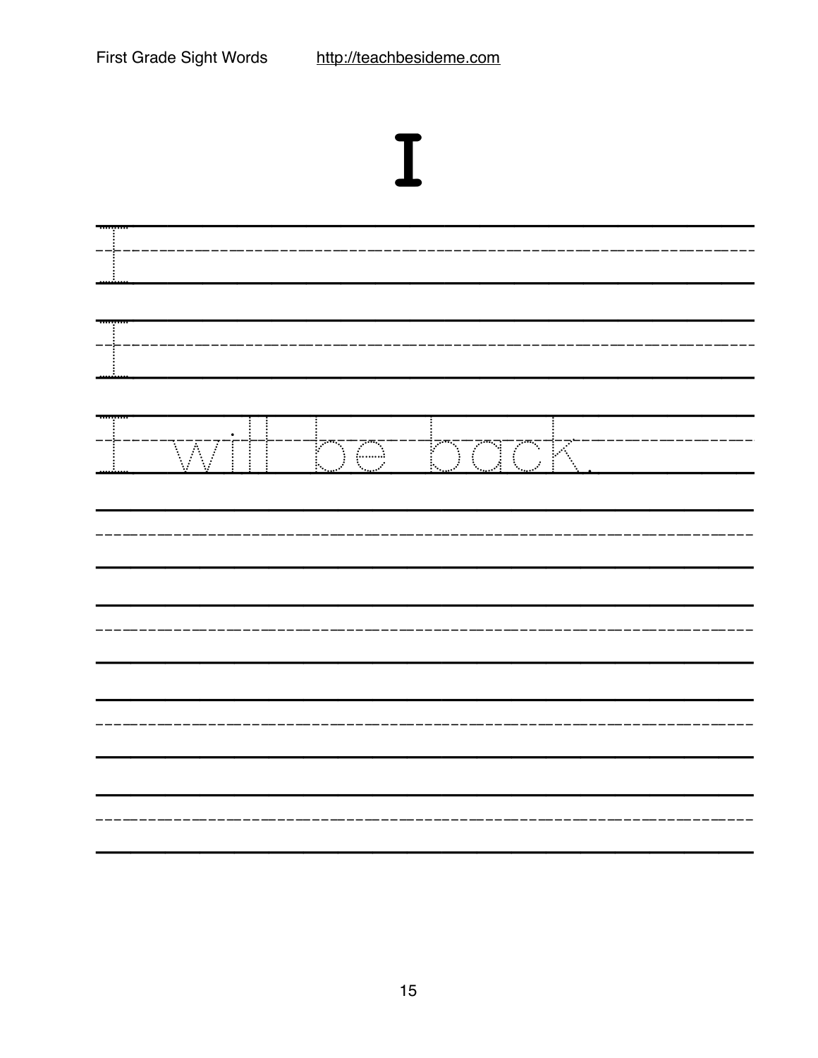# I

I

I

I will be back.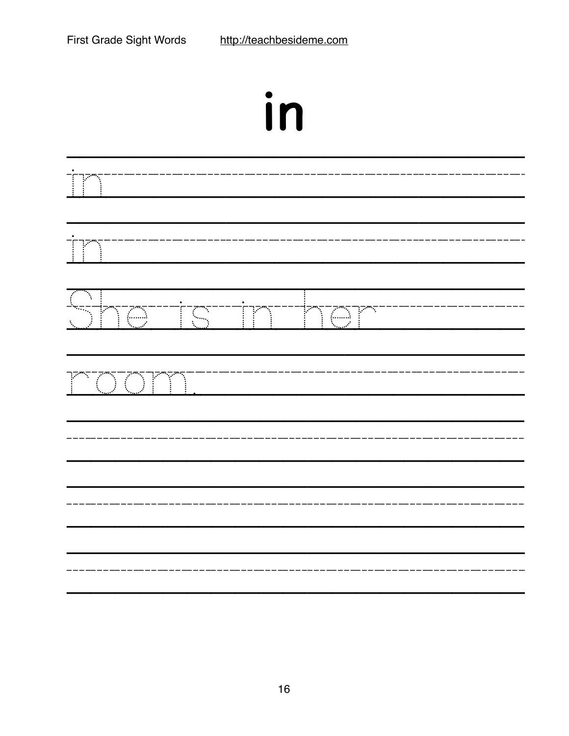# in

in

in

She is in her

room.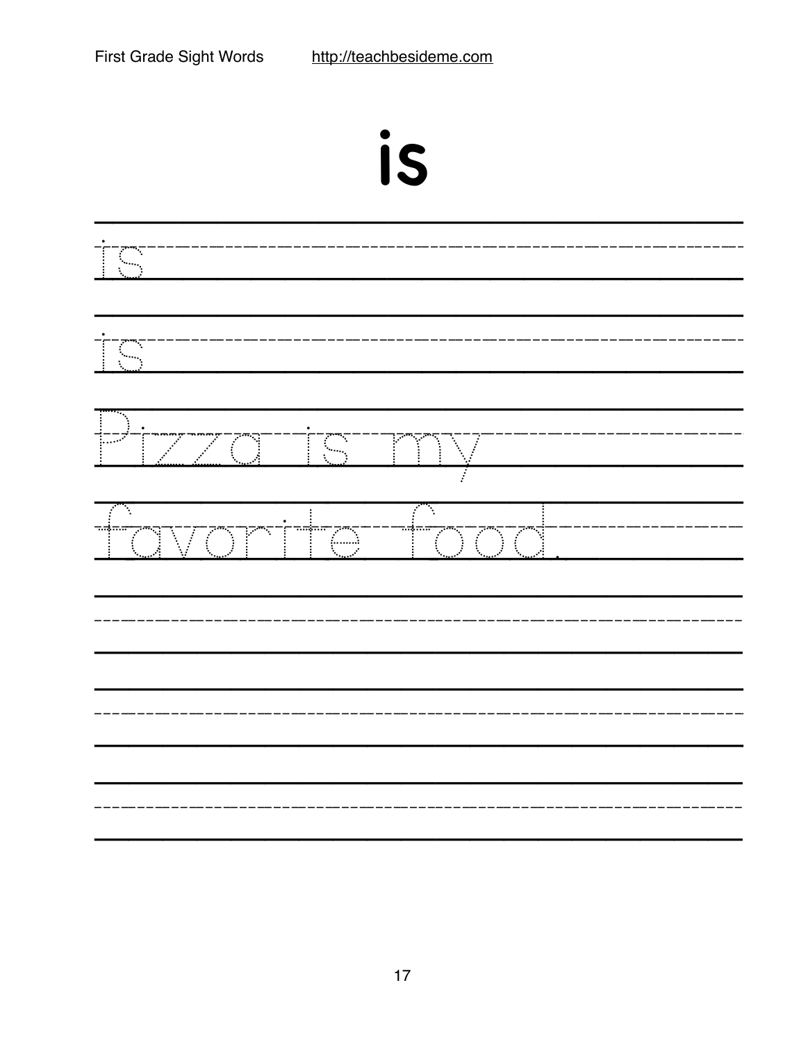# is

is

is

Pizza is my

favorite food.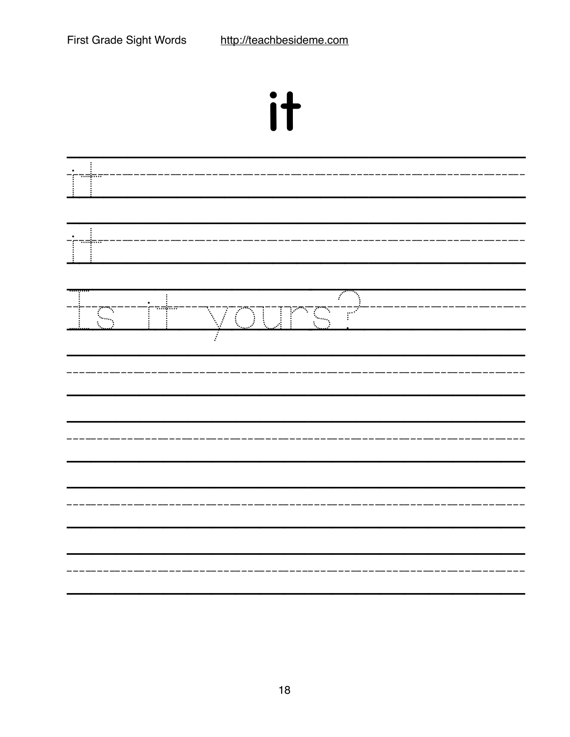# it

it

it

Is it yours?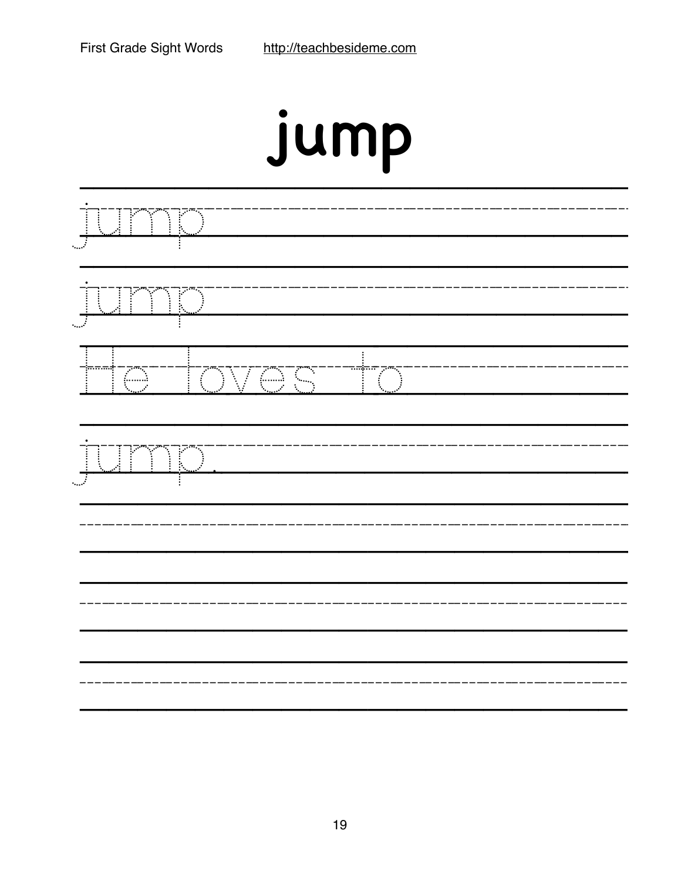# jump

jump

jump

He loves to

jump.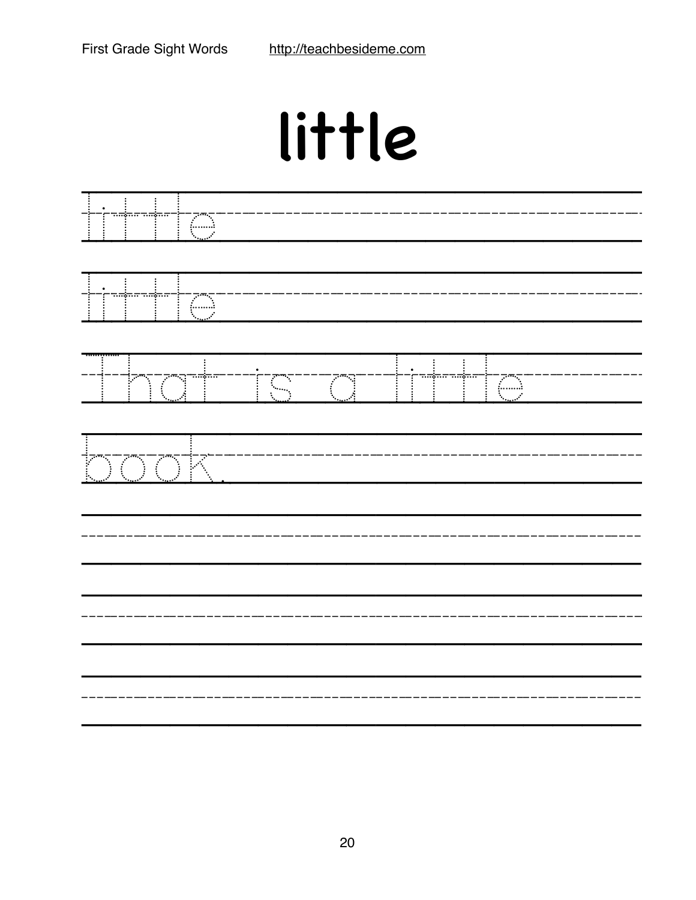# little

little

little

That is a little

book.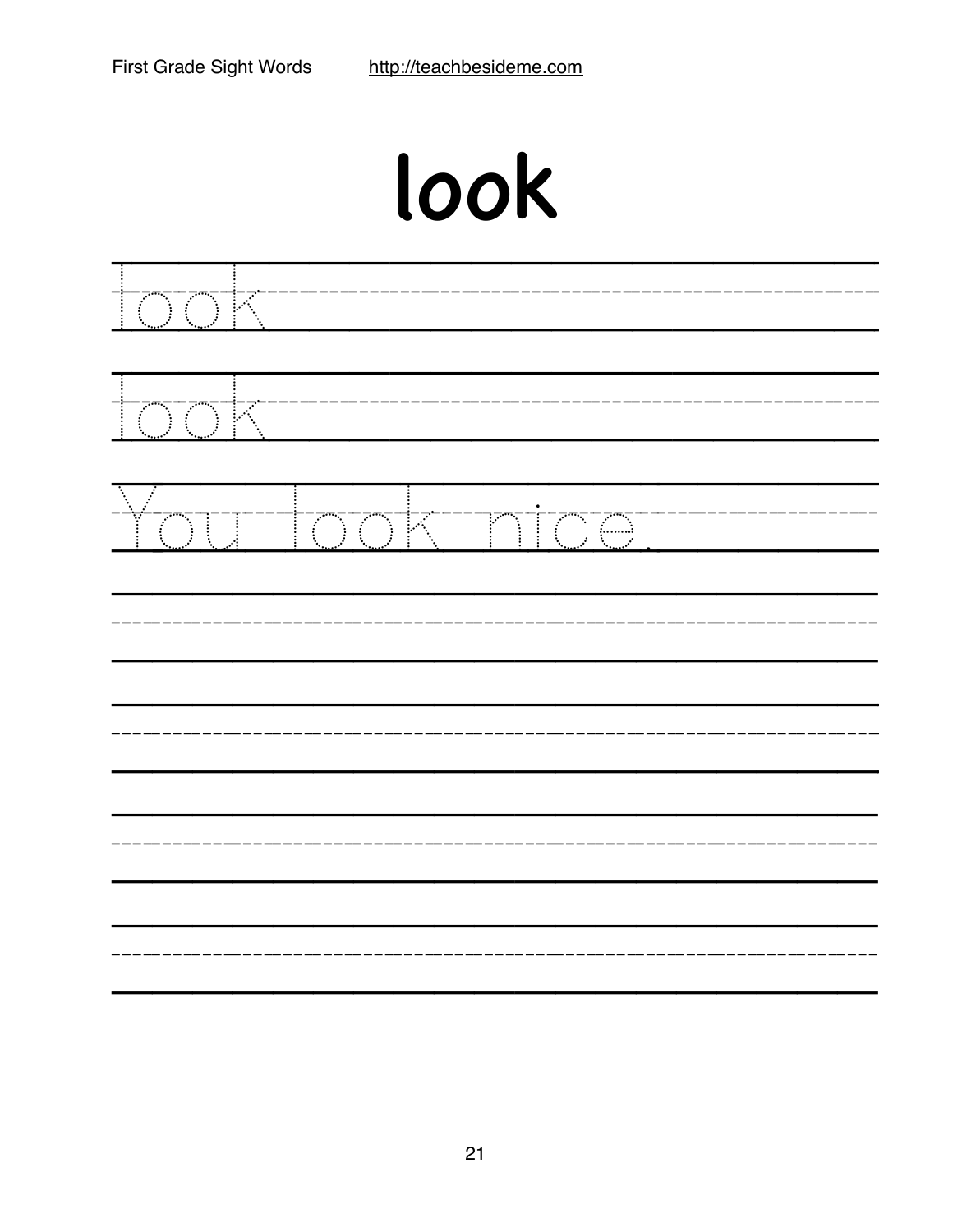# look

look

look

You look nice.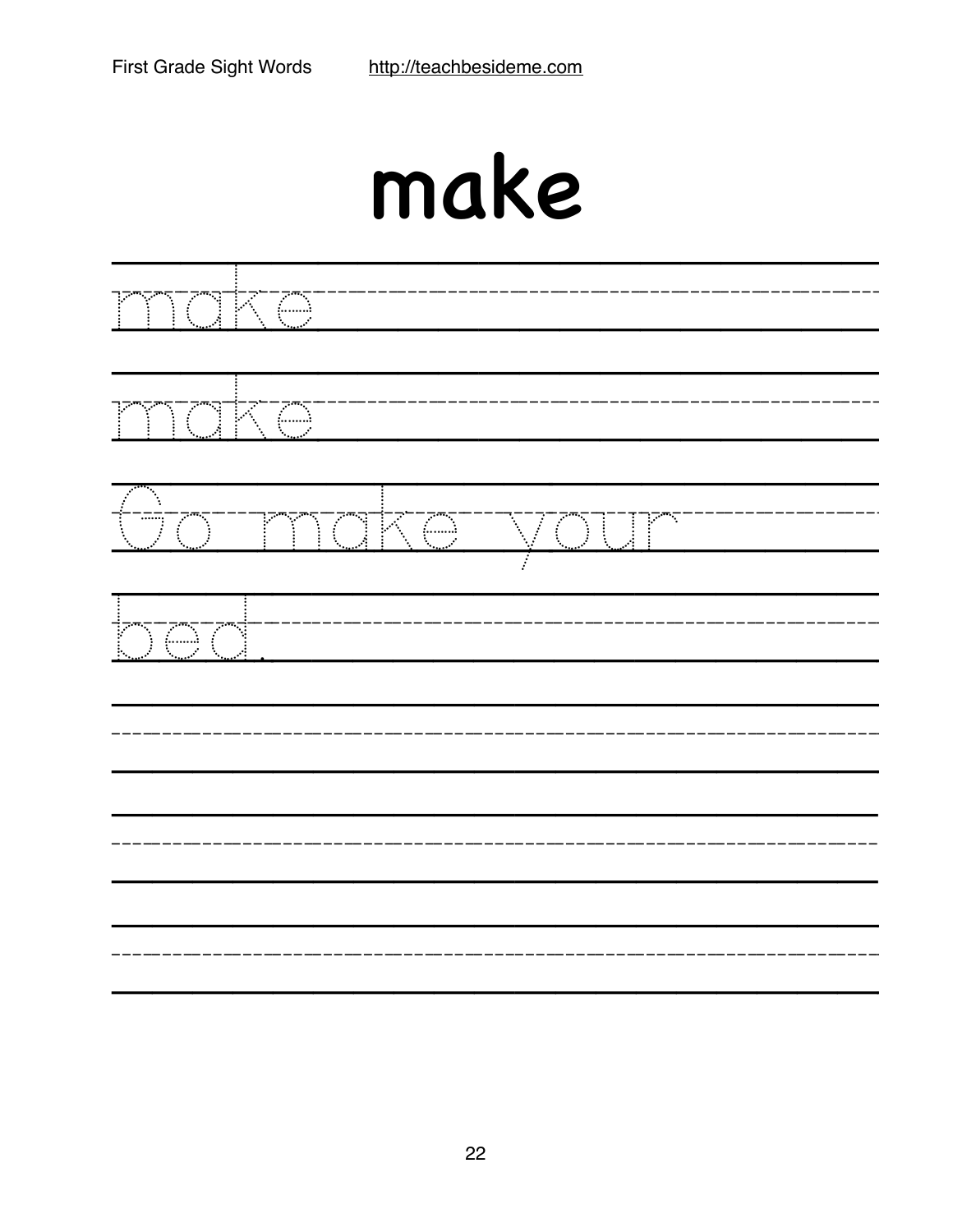# make

make

make

Go make your

bed.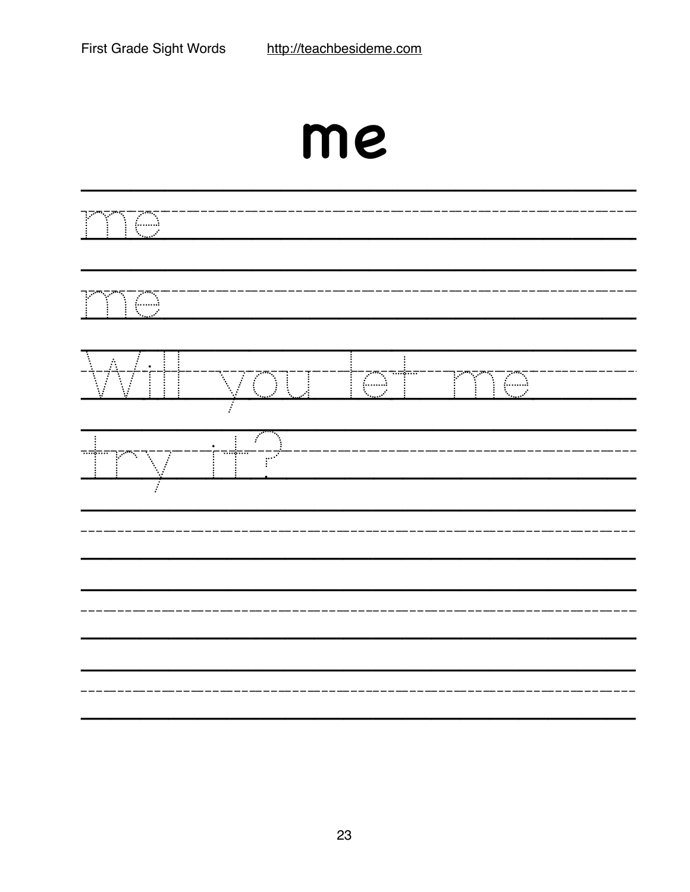# me

me

me

Will you let me

try it?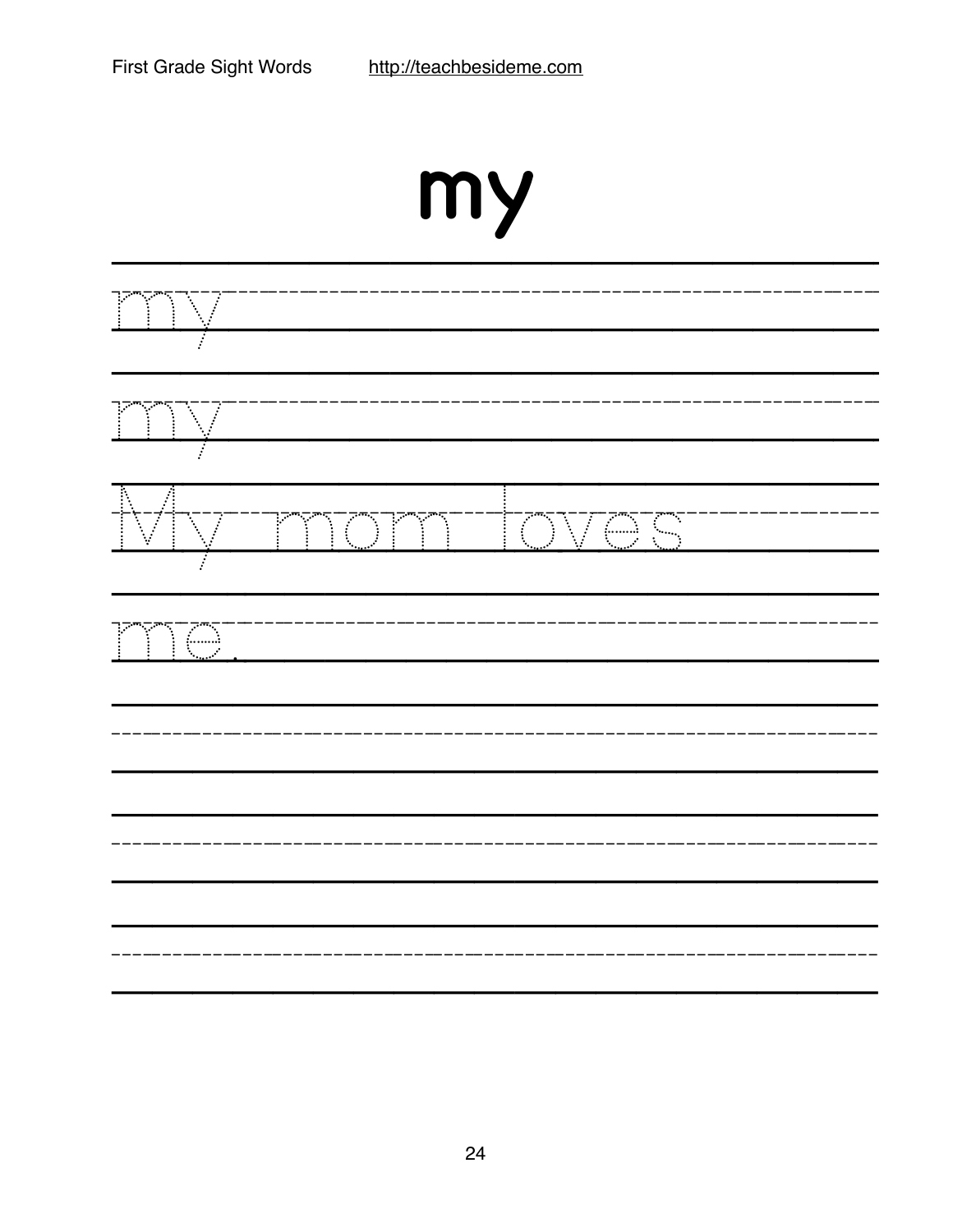# my

my

my

My mom loves

me.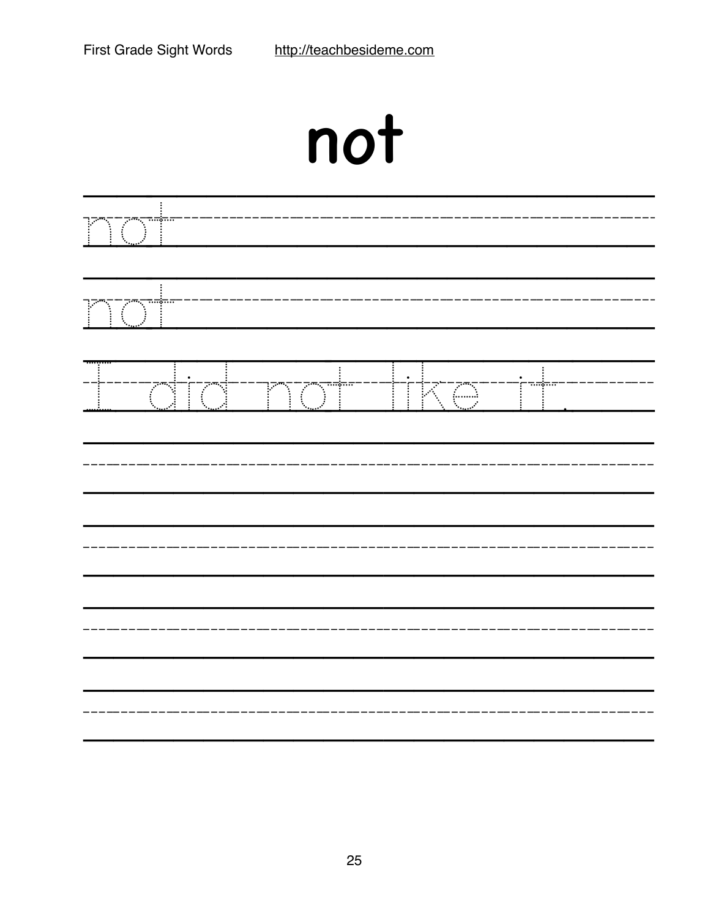# not

not

not

I did not like it.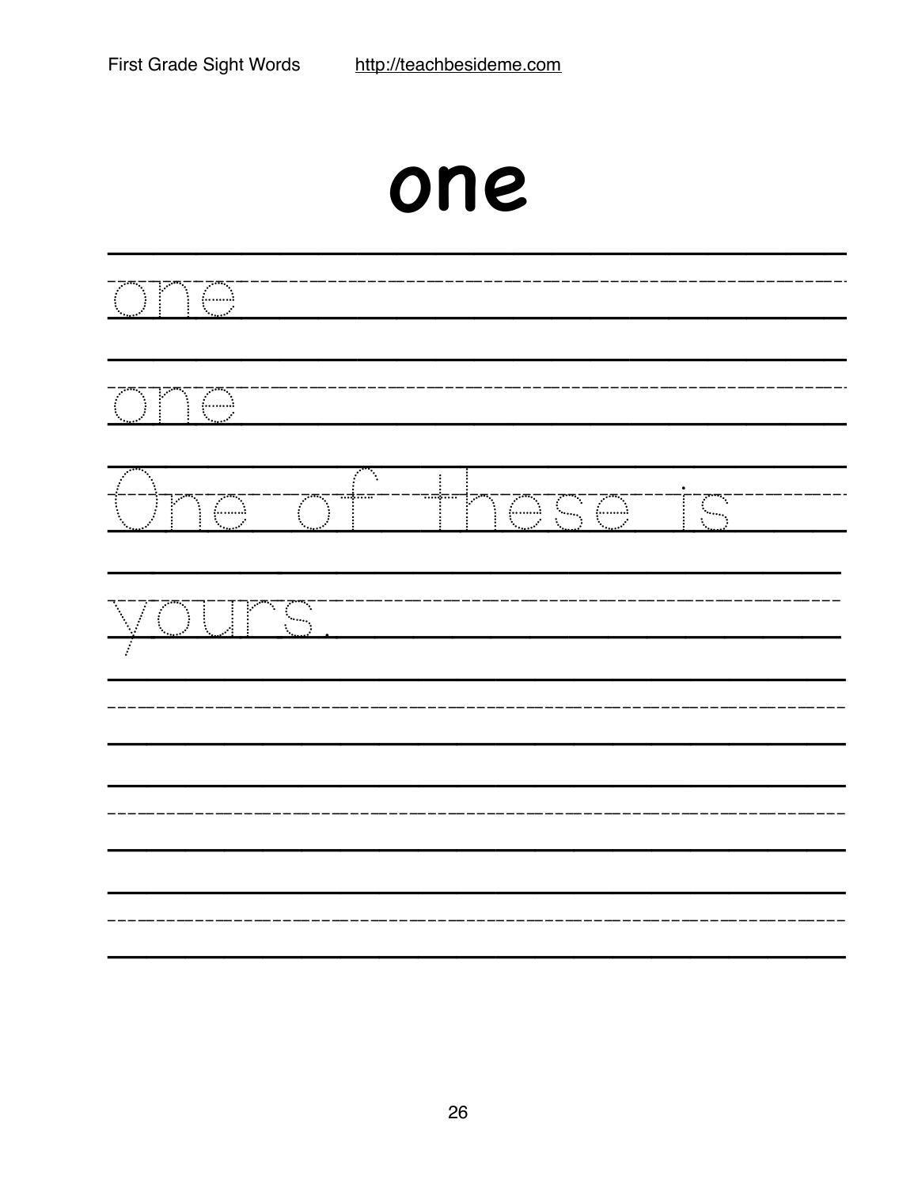# one

one

one

One of these is

yours.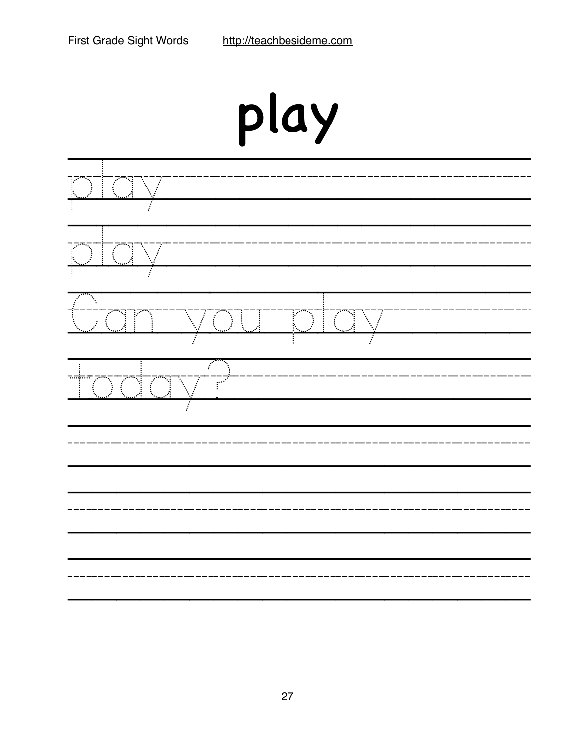# play

play

play

Can you play

today?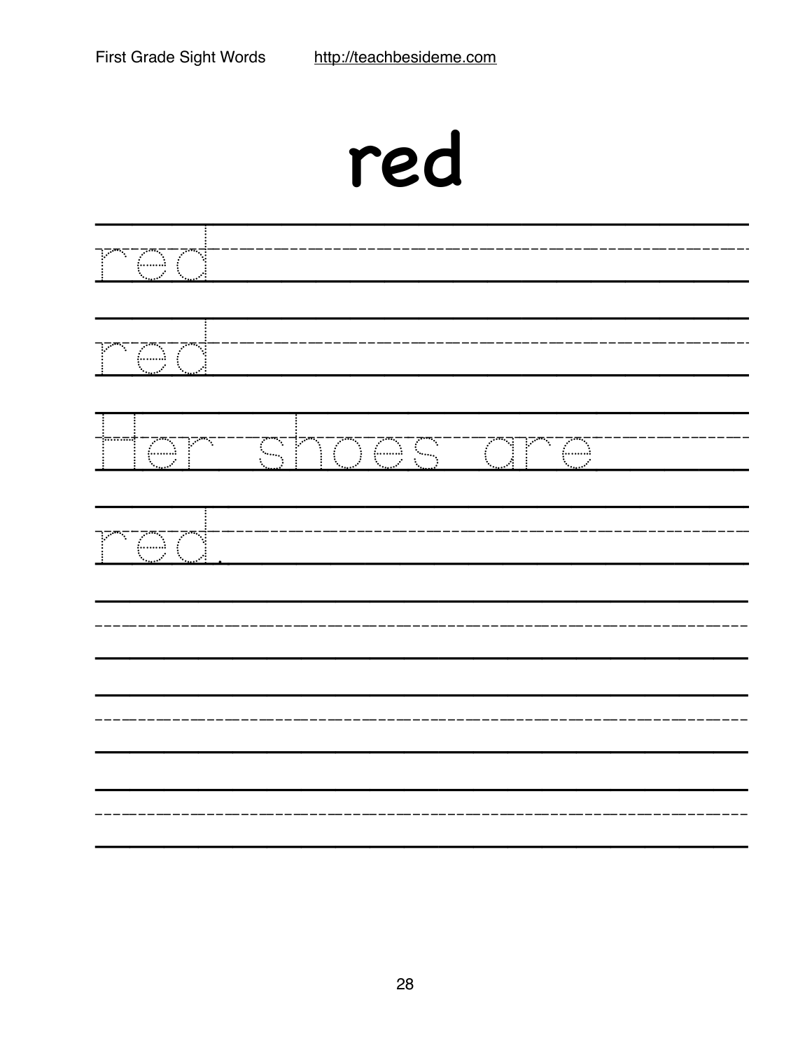# red

red

red

Her shoes are

red.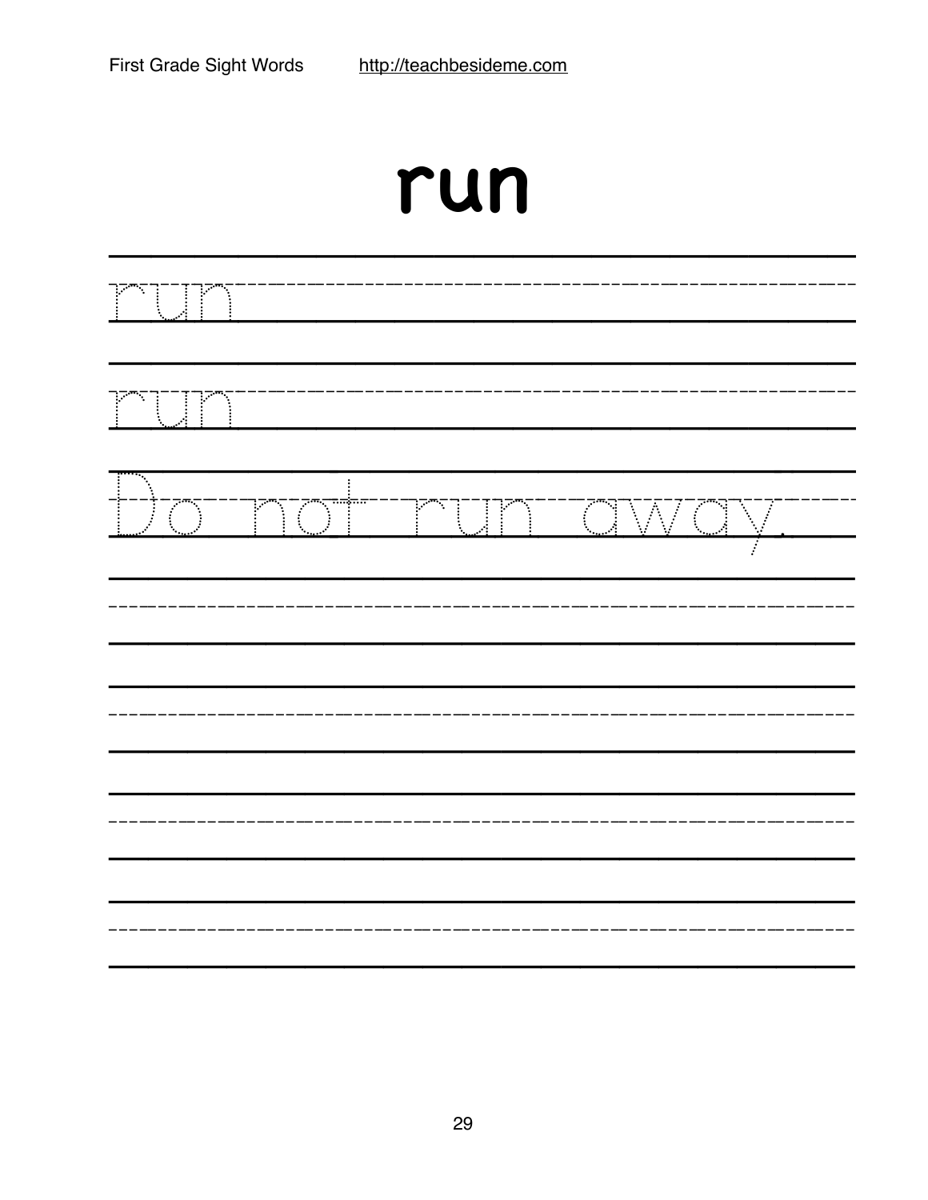# run

run

run

Do not run away.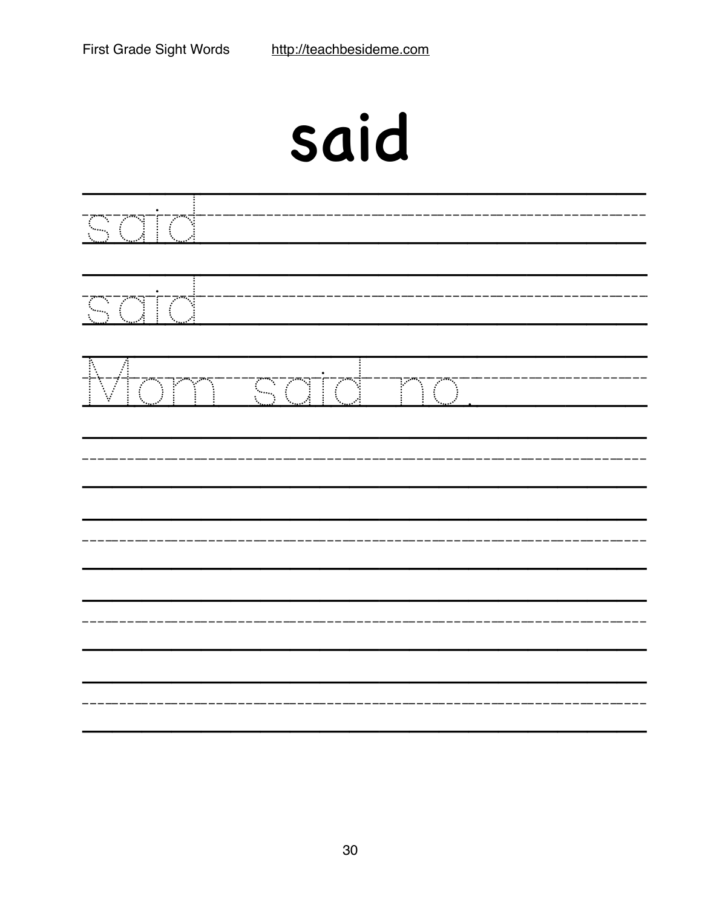# said

said

said

Mom said no.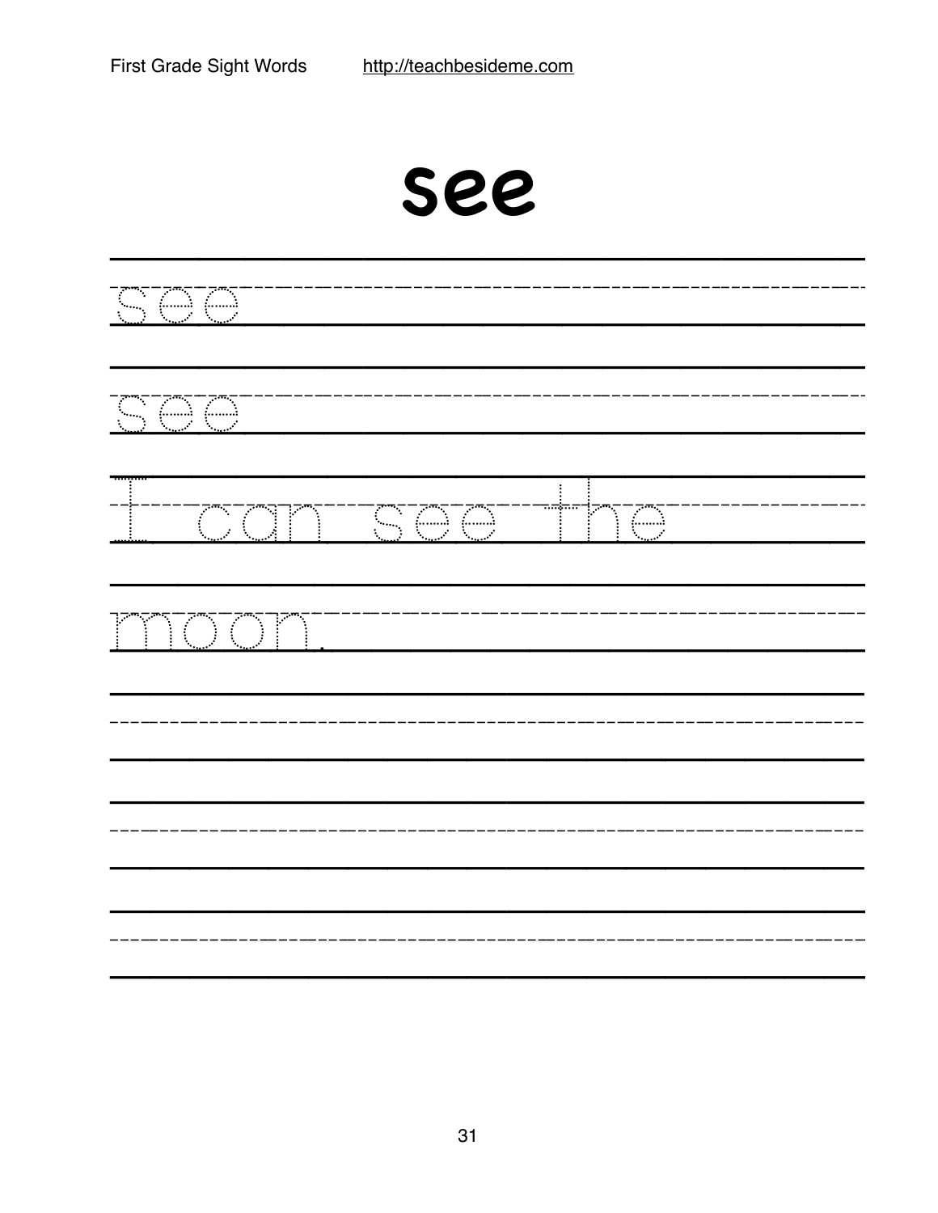# see

see

see

I can see the

moon.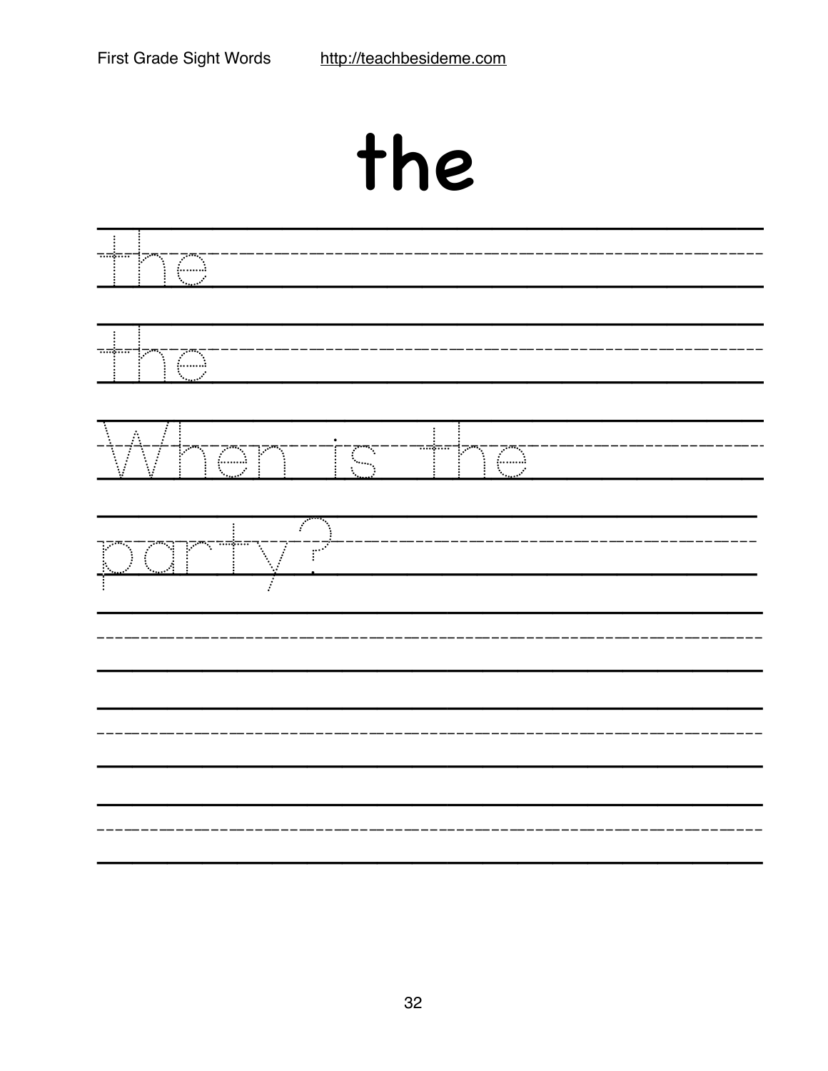# the

the

the

When is the

party?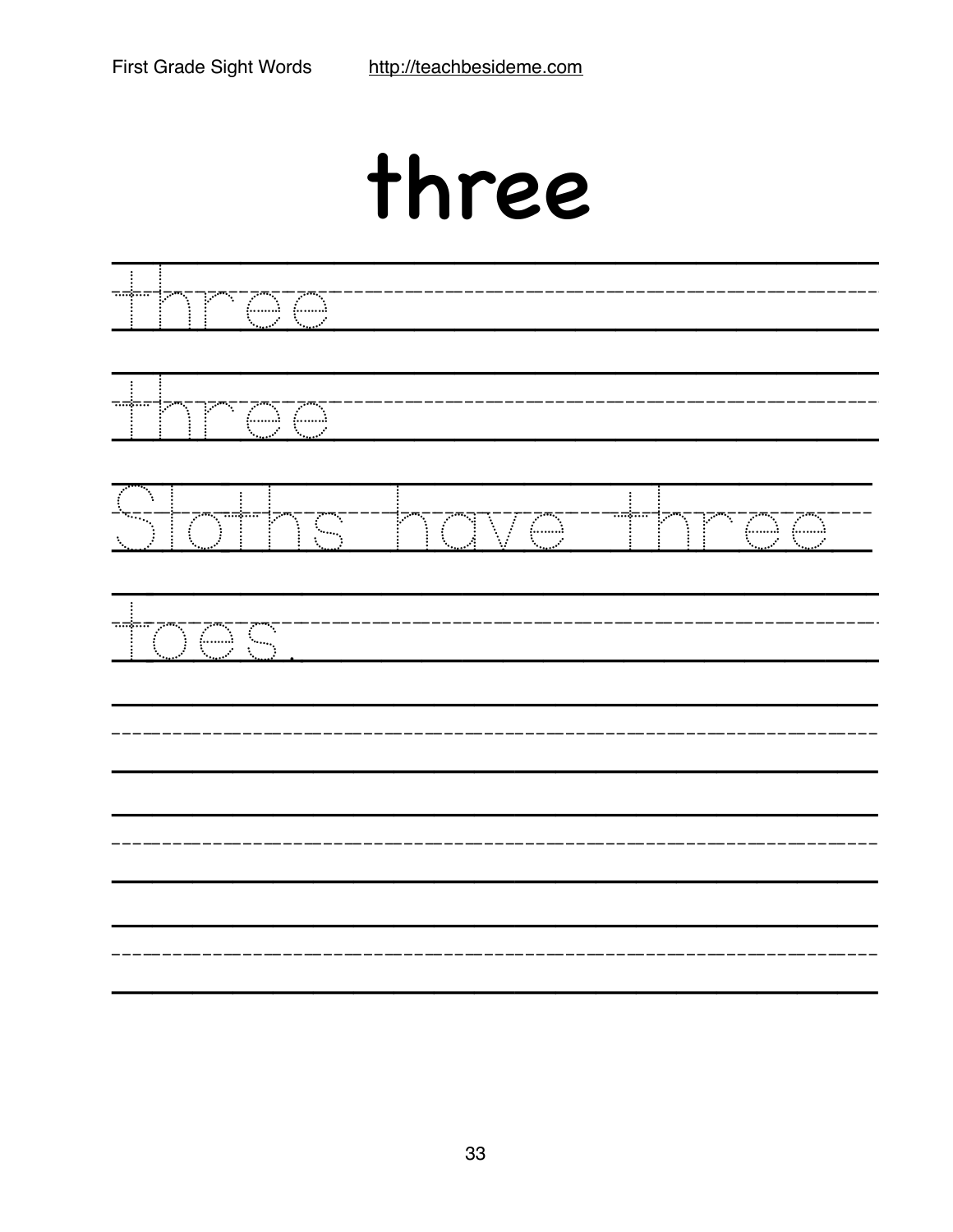# three

three

three

Sloths have three

toes.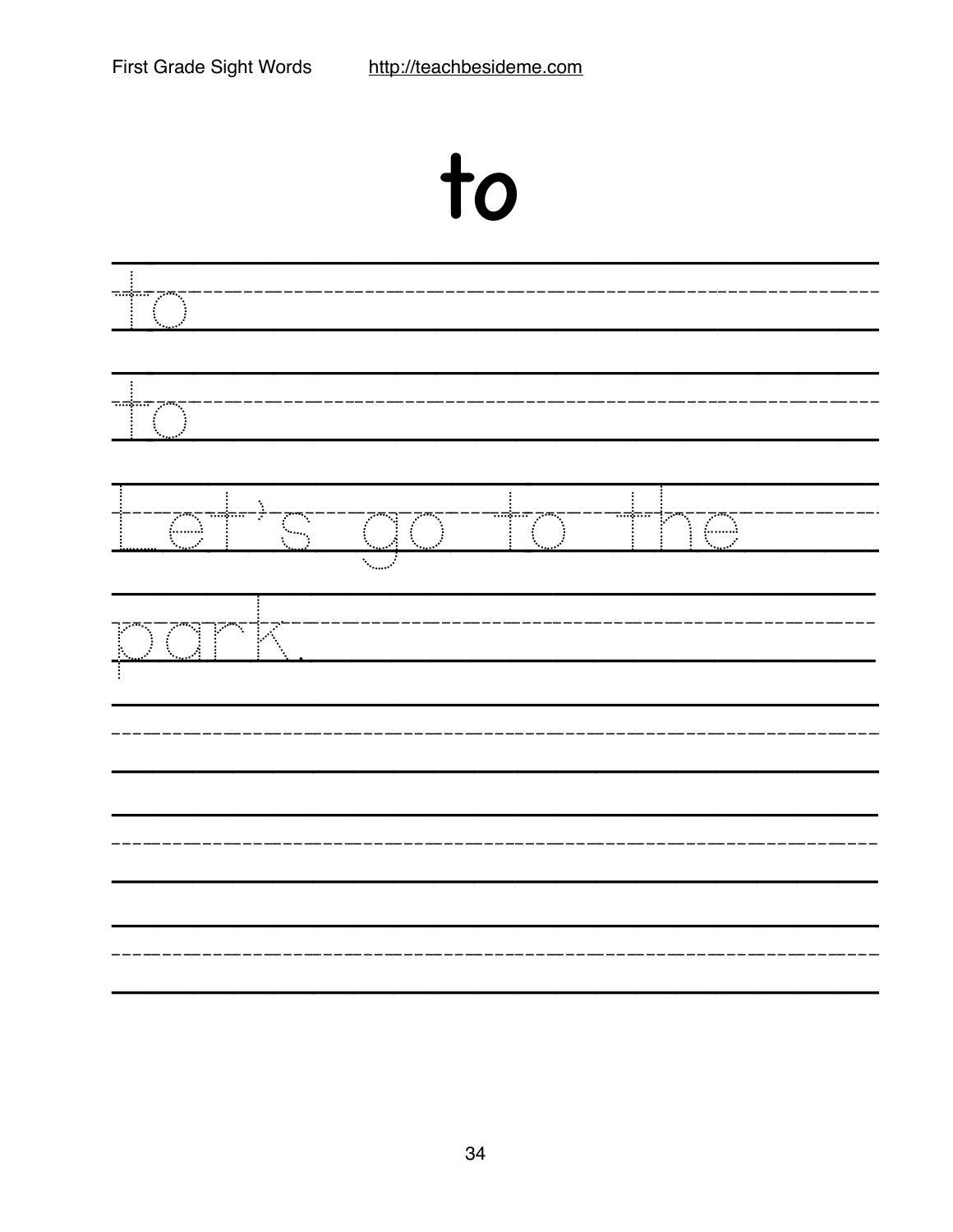# to

to

to

Let's go to the park.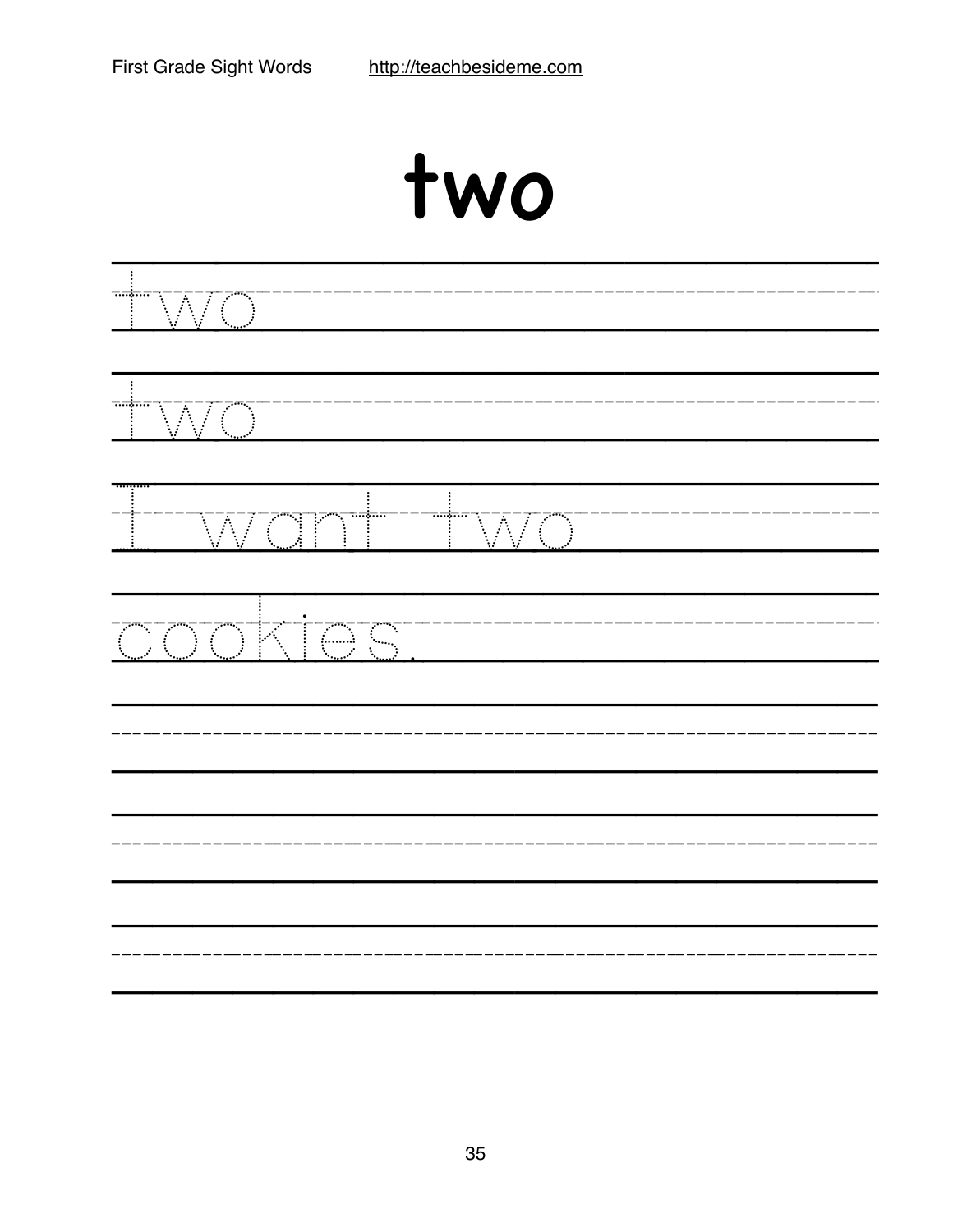# two

two

two

I want two cookies.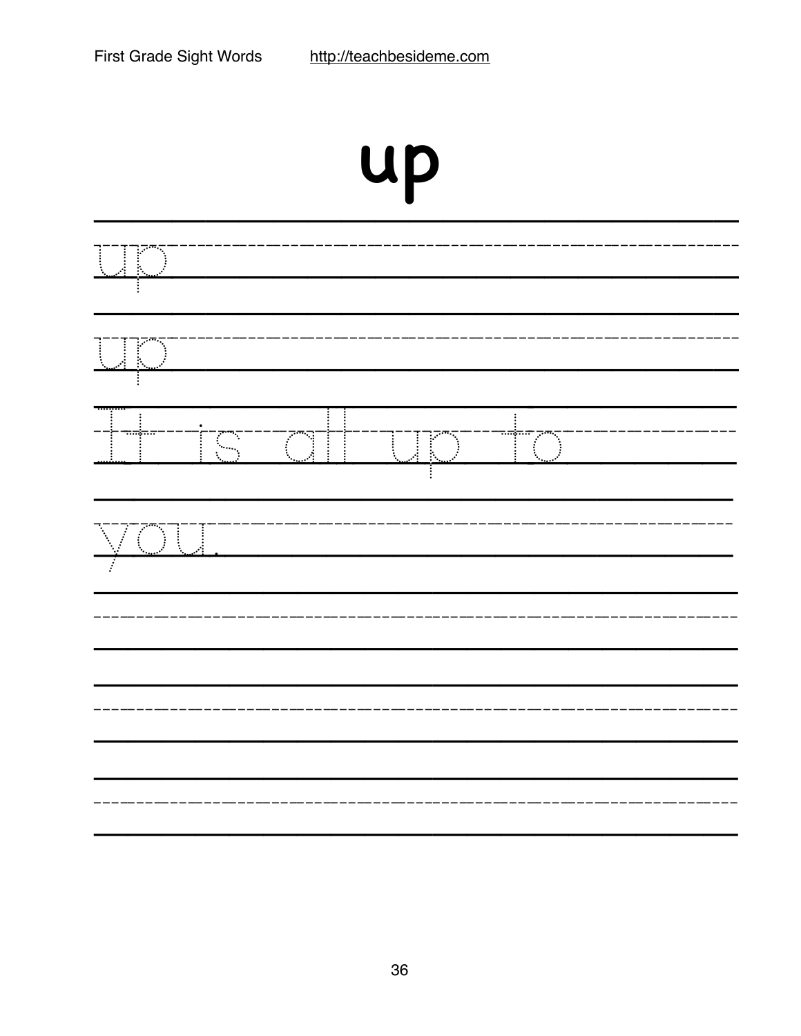# up

up

up

It is all up to

you.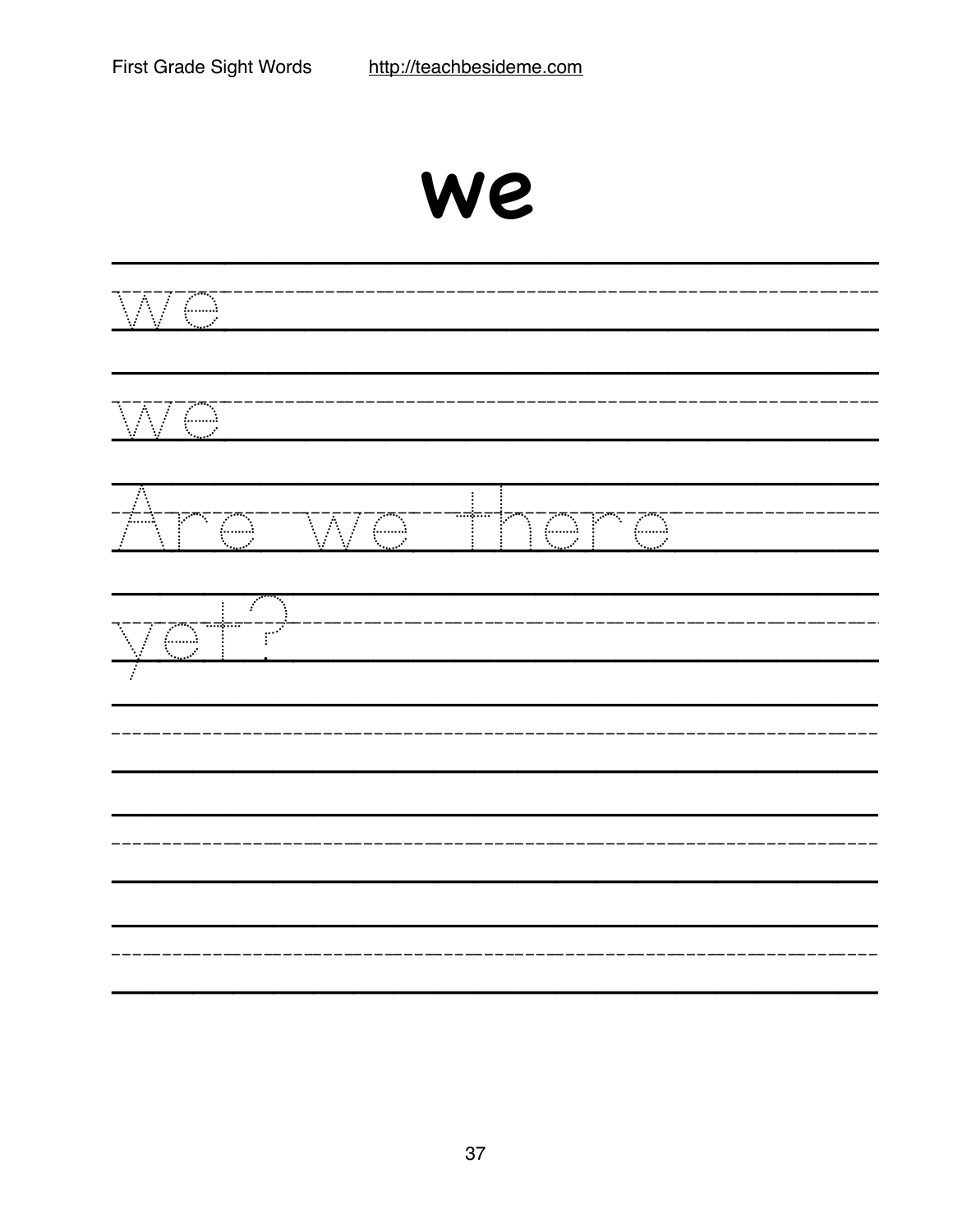# we

we

we

Are we there

yet?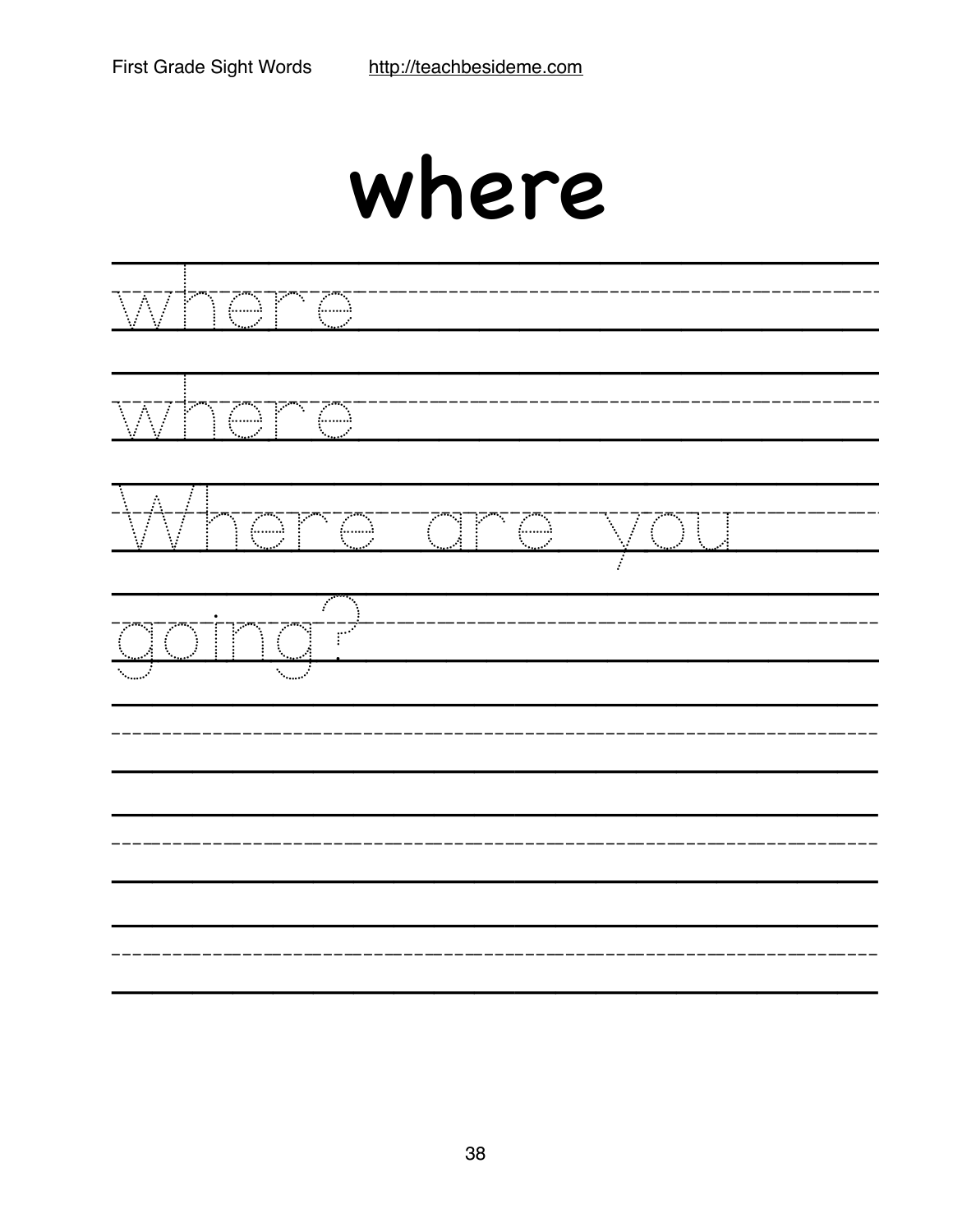# where

where

where

Where are you

going?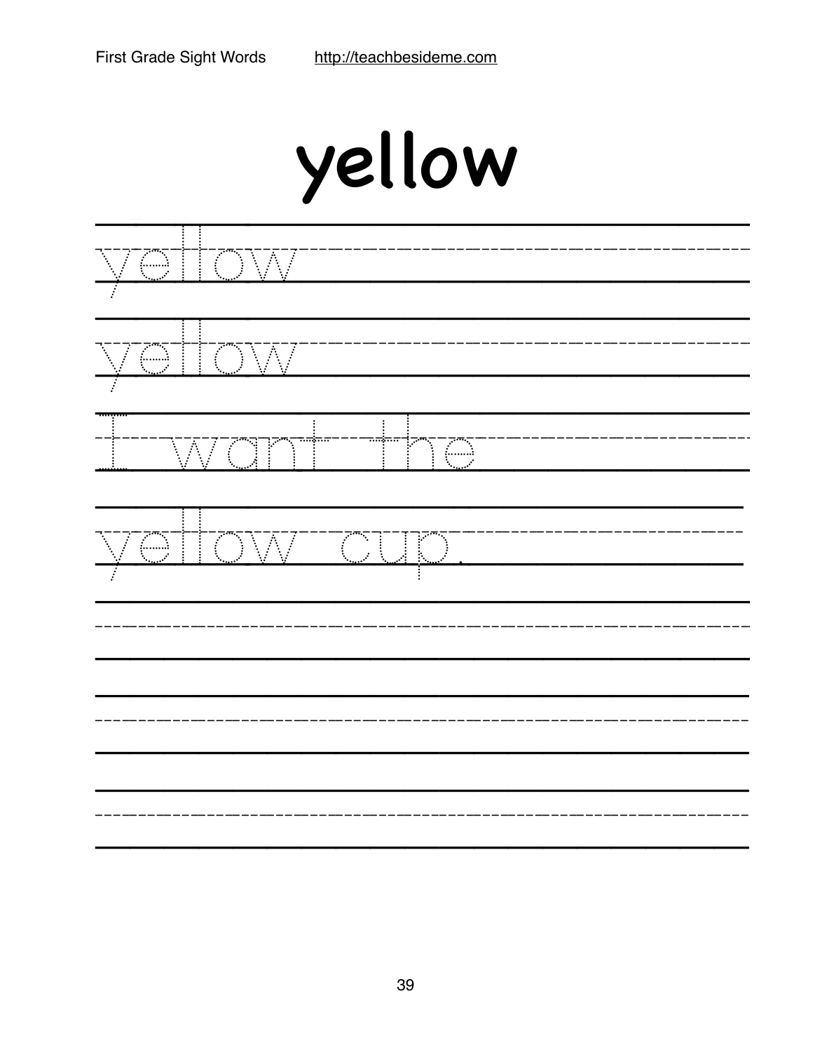# yellow

yellow

yellow

I want the

yellow cup.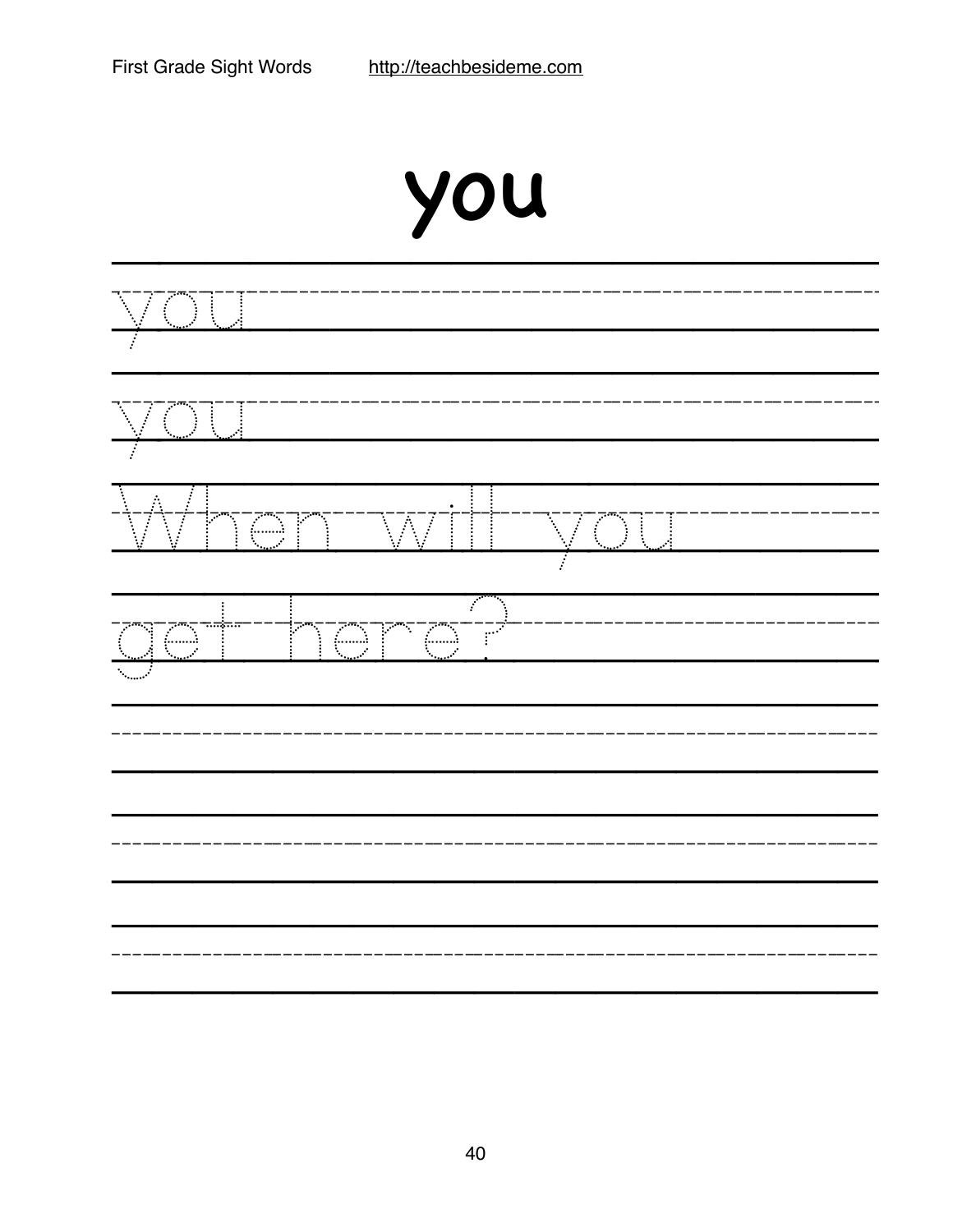# you

you

you

When will you

get here?